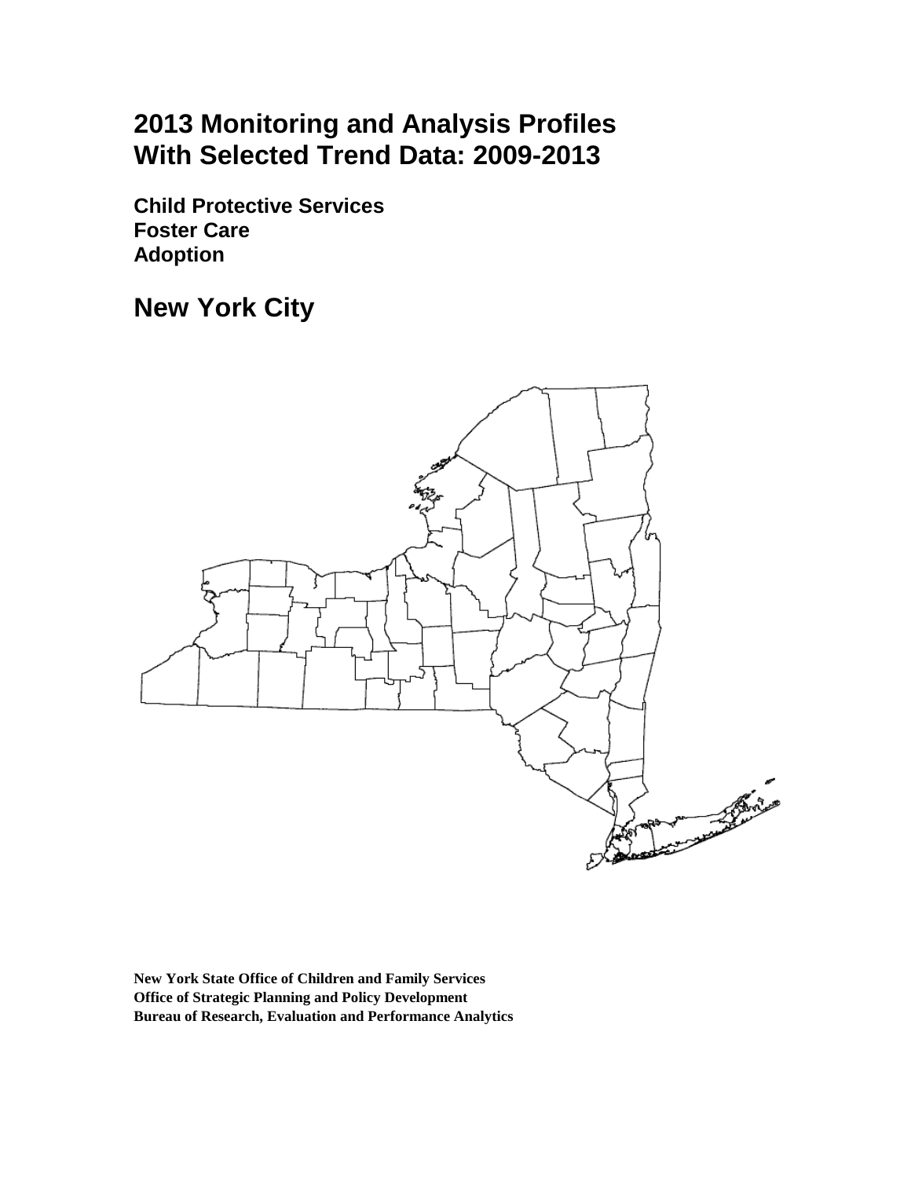# 2013 Monitoring and Analysis Profiles With Selected Trend Data: 2009-2013

## Child Protective Services
## Foster Care
## Adoption

# New York City

**New York State Office of Children and Family Services**
**Office of Strategic Planning and Policy Development**
**Bureau of Research, Evaluation and Performance Analytics**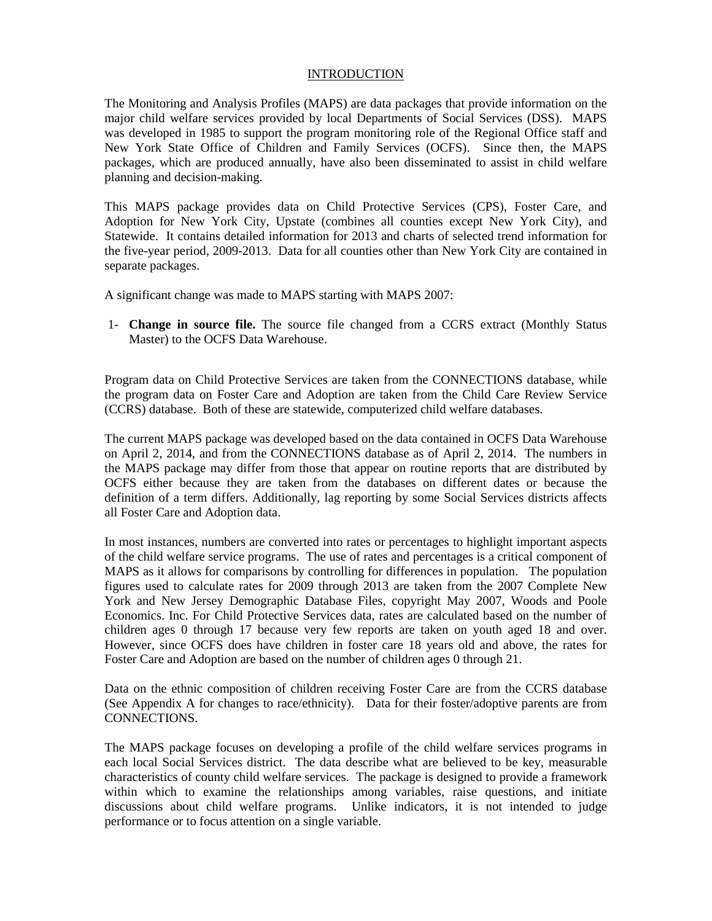# INTRODUCTION

The Monitoring and Analysis Profiles (MAPS) are data packages that provide information on the major child welfare services provided by local Departments of Social Services (DSS). MAPS was developed in 1985 to support the program monitoring role of the Regional Office staff and New York State Office of Children and Family Services (OCFS). Since then, the MAPS packages, which are produced annually, have also been disseminated to assist in child welfare planning and decision-making.

This MAPS package provides data on Child Protective Services (CPS), Foster Care, and Adoption for New York City, Upstate (combines all counties except New York City), and Statewide. It contains detailed information for 2013 and charts of selected trend information for the five-year period, 2009-2013. Data for all counties other than New York City are contained in separate packages.

A significant change was made to MAPS starting with MAPS 2007:

1- **Change in source file.** The source file changed from a CCRS extract (Monthly Status Master) to the OCFS Data Warehouse.

Program data on Child Protective Services are taken from the CONNECTIONS database, while the program data on Foster Care and Adoption are taken from the Child Care Review Service (CCRS) database. Both of these are statewide, computerized child welfare databases.

The current MAPS package was developed based on the data contained in OCFS Data Warehouse on April 2, 2014, and from the CONNECTIONS database as of April 2, 2014. The numbers in the MAPS package may differ from those that appear on routine reports that are distributed by OCFS either because they are taken from the databases on different dates or because the definition of a term differs. Additionally, lag reporting by some Social Services districts affects all Foster Care and Adoption data.

In most instances, numbers are converted into rates or percentages to highlight important aspects of the child welfare service programs. The use of rates and percentages is a critical component of MAPS as it allows for comparisons by controlling for differences in population. The population figures used to calculate rates for 2009 through 2013 are taken from the 2007 Complete New York and New Jersey Demographic Database Files, copyright May 2007, Woods and Poole Economics. Inc. For Child Protective Services data, rates are calculated based on the number of children ages 0 through 17 because very few reports are taken on youth aged 18 and over. However, since OCFS does have children in foster care 18 years old and above, the rates for Foster Care and Adoption are based on the number of children ages 0 through 21.

Data on the ethnic composition of children receiving Foster Care are from the CCRS database (See Appendix A for changes to race/ethnicity). Data for their foster/adoptive parents are from CONNECTIONS.

The MAPS package focuses on developing a profile of the child welfare services programs in each local Social Services district. The data describe what are believed to be key, measurable characteristics of county child welfare services. The package is designed to provide a framework within which to examine the relationships among variables, raise questions, and initiate discussions about child welfare programs. Unlike indicators, it is not intended to judge performance or to focus attention on a single variable.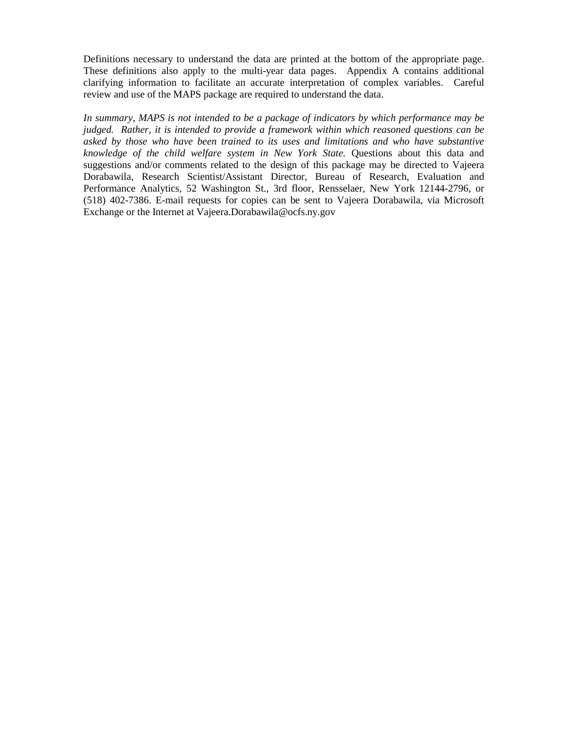Definitions necessary to understand the data are printed at the bottom of the appropriate page. These definitions also apply to the multi-year data pages. Appendix A contains additional clarifying information to facilitate an accurate interpretation of complex variables. Careful review and use of the MAPS package are required to understand the data.

*In summary, MAPS is not intended to be a package of indicators by which performance may be judged. Rather, it is intended to provide a framework within which reasoned questions can be asked by those who have been trained to its uses and limitations and who have substantive knowledge of the child welfare system in New York State.* Questions about this data and suggestions and/or comments related to the design of this package may be directed to Vajeera Dorabawila, Research Scientist/Assistant Director, Bureau of Research, Evaluation and Performance Analytics, 52 Washington St., 3rd floor, Rensselaer, New York 12144-2796, or (518) 402-7386. E-mail requests for copies can be sent to Vajeera Dorabawila, via Microsoft Exchange or the Internet at Vajeera.Dorabawila@ocfs.ny.gov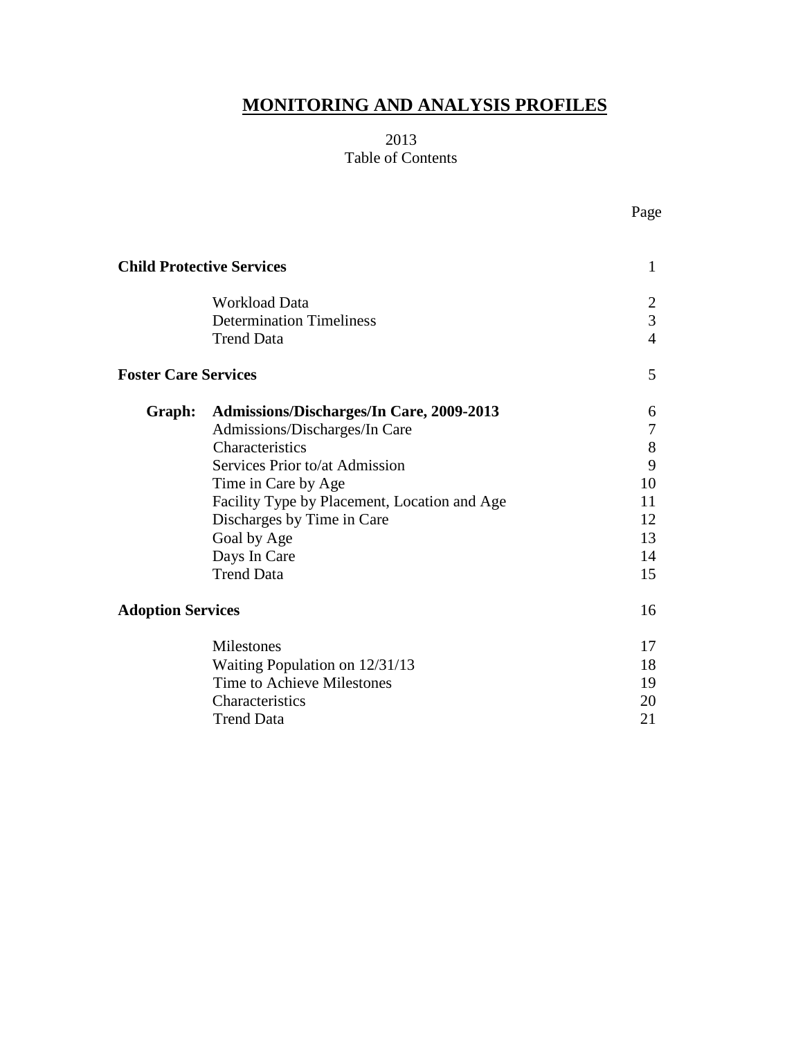# MONITORING AND ANALYSIS PROFILES

2013
Table of Contents

| | | Page |
|---|---|---|
| **Child Protective Services** | | 1 |
| | Workload Data | 2 |
| | Determination Timeliness | 3 |
| | Trend Data | 4 |
| **Foster Care Services** | | 5 |
| **Graph:** | **Admissions/Discharges/In Care, 2009-2013** | 6 |
| | Admissions/Discharges/In Care | 7 |
| | Characteristics | 8 |
| | Services Prior to/at Admission | 9 |
| | Time in Care by Age | 10 |
| | Facility Type by Placement, Location and Age | 11 |
| | Discharges by Time in Care | 12 |
| | Goal by Age | 13 |
| | Days In Care | 14 |
| | Trend Data | 15 |
| **Adoption Services** | | 16 |
| | Milestones | 17 |
| | Waiting Population on 12/31/13 | 18 |
| | Time to Achieve Milestones | 19 |
| | Characteristics | 20 |
| | Trend Data | 21 |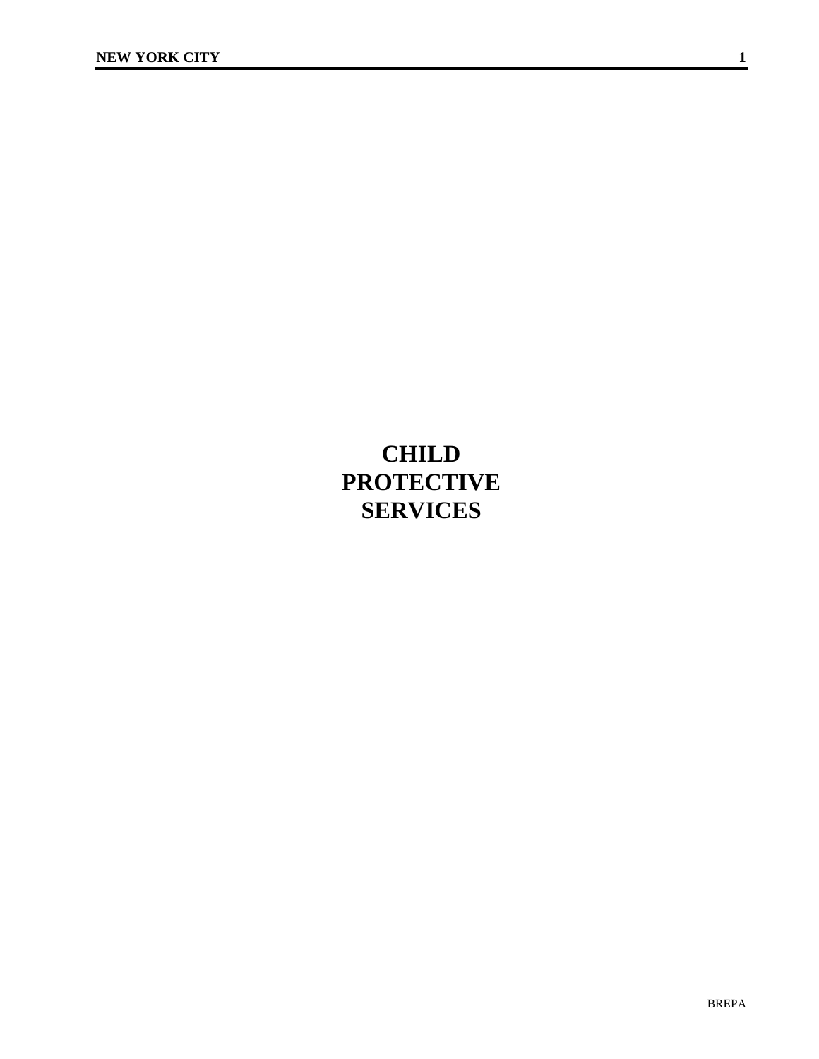# CHILD PROTECTIVE SERVICES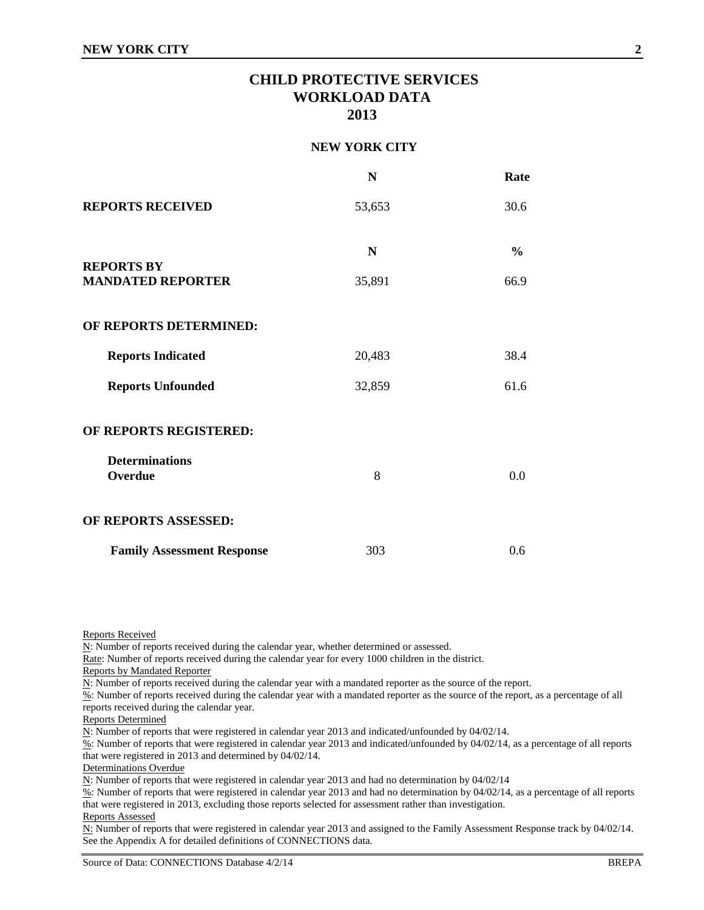# CHILD PROTECTIVE SERVICES WORKLOAD DATA 2013

## NEW YORK CITY

| | N | Rate |
|---|---|---|
| **REPORTS RECEIVED** | 53,653 | 30.6 |
| | **N** | **%** |
| **REPORTS BY MANDATED REPORTER** | 35,891 | 66.9 |
| **OF REPORTS DETERMINED:** | | |
| **Reports Indicated** | 20,483 | 38.4 |
| **Reports Unfounded** | 32,859 | 61.6 |
| **OF REPORTS REGISTERED:** | | |
| **Determinations Overdue** | 8 | 0.0 |
| **OF REPORTS ASSESSED:** | | |
| **Family Assessment Response** | 303 | 0.6 |

Reports Received

N: Number of reports received during the calendar year, whether determined or assessed.

Rate: Number of reports received during the calendar year for every 1000 children in the district.

Reports by Mandated Reporter

N: Number of reports received during the calendar year with a mandated reporter as the source of the report.

%: Number of reports received during the calendar year with a mandated reporter as the source of the report, as a percentage of all reports received during the calendar year.

Reports Determined

N: Number of reports that were registered in calendar year 2013 and indicated/unfounded by 04/02/14.

%: Number of reports that were registered in calendar year 2013 and indicated/unfounded by 04/02/14, as a percentage of all reports that were registered in 2013 and determined by 04/02/14.

Determinations Overdue

N: Number of reports that were registered in calendar year 2013 and had no determination by 04/02/14

%: Number of reports that were registered in calendar year 2013 and had no determination by 04/02/14, as a percentage of all reports that were registered in 2013, excluding those reports selected for assessment rather than investigation.

Reports Assessed

N: Number of reports that were registered in calendar year 2013 and assigned to the Family Assessment Response track by 04/02/14.

See the Appendix A for detailed definitions of CONNECTIONS data.

Source of Data: CONNECTIONS Database 4/2/14 BREPA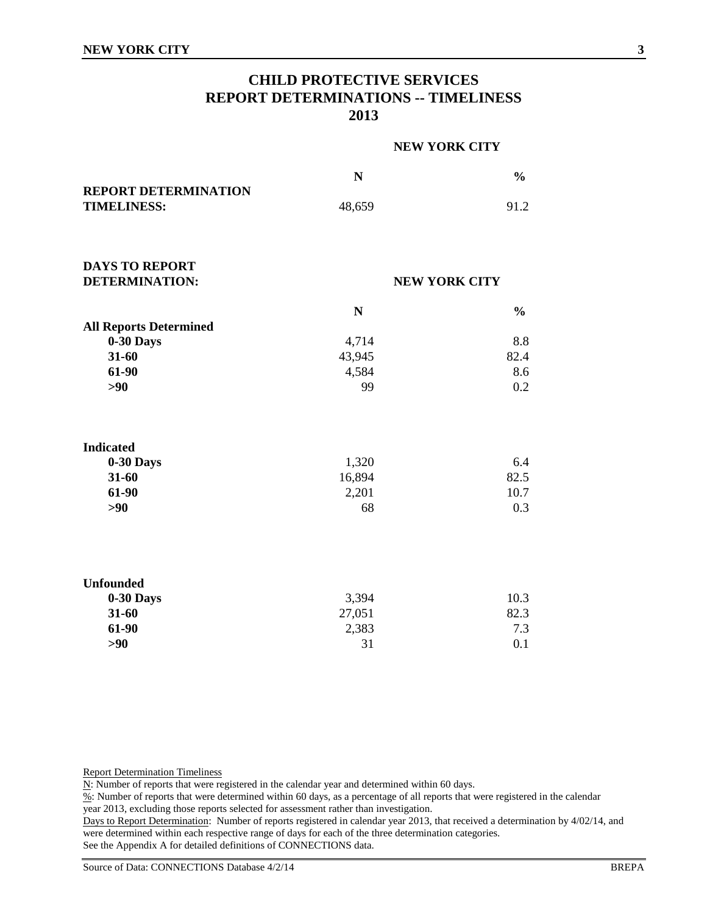# CHILD PROTECTIVE SERVICES
# REPORT DETERMINATIONS -- TIMELINESS
# 2013

| | NEW YORK CITY | |
|---|---|---|
| | **N** | **%** |
| **REPORT DETERMINATION TIMELINESS:** | 48,659 | 91.2 |

| **DAYS TO REPORT DETERMINATION:** | NEW YORK CITY | |
|---|---|---|
| | **N** | **%** |
| **All Reports Determined** | | |
| **0-30 Days** | 4,714 | 8.8 |
| **31-60** | 43,945 | 82.4 |
| **61-90** | 4,584 | 8.6 |
| **>90** | 99 | 0.2 |
| **Indicated** | | |
| **0-30 Days** | 1,320 | 6.4 |
| **31-60** | 16,894 | 82.5 |
| **61-90** | 2,201 | 10.7 |
| **>90** | 68 | 0.3 |
| **Unfounded** | | |
| **0-30 Days** | 3,394 | 10.3 |
| **31-60** | 27,051 | 82.3 |
| **61-90** | 2,383 | 7.3 |
| **>90** | 31 | 0.1 |

Report Determination Timeliness

N: Number of reports that were registered in the calendar year and determined within 60 days.

%: Number of reports that were determined within 60 days, as a percentage of all reports that were registered in the calendar year 2013, excluding those reports selected for assessment rather than investigation.

Days to Report Determination: Number of reports registered in calendar year 2013, that received a determination by 4/02/14, and were determined within each respective range of days for each of the three determination categories.

See the Appendix A for detailed definitions of CONNECTIONS data.

Source of Data: CONNECTIONS Database 4/2/14 BREPA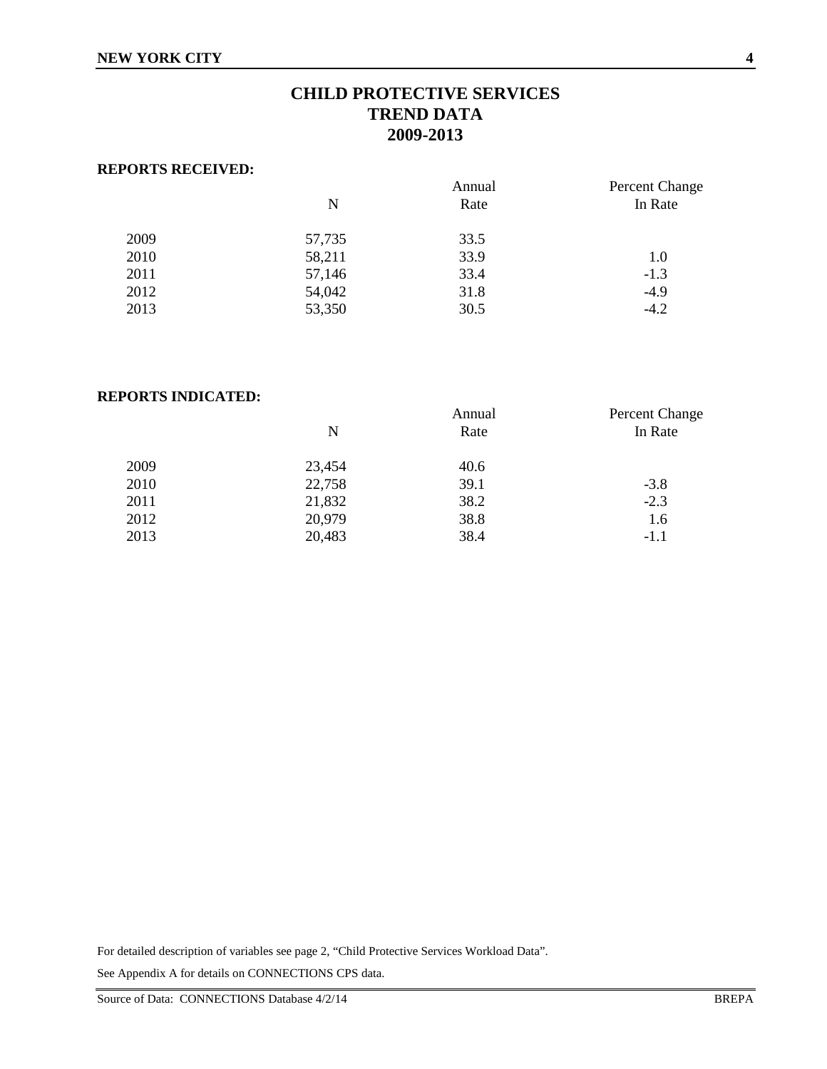# CHILD PROTECTIVE SERVICES
# TREND DATA
# 2009-2013

**REPORTS RECEIVED:**

| | N | Annual Rate | Percent Change In Rate |
|---|---|---|---|
| 2009 | 57,735 | 33.5 | |
| 2010 | 58,211 | 33.9 | 1.0 |
| 2011 | 57,146 | 33.4 | -1.3 |
| 2012 | 54,042 | 31.8 | -4.9 |
| 2013 | 53,350 | 30.5 | -4.2 |

**REPORTS INDICATED:**

| | N | Annual Rate | Percent Change In Rate |
|---|---|---|---|
| 2009 | 23,454 | 40.6 | |
| 2010 | 22,758 | 39.1 | -3.8 |
| 2011 | 21,832 | 38.2 | -2.3 |
| 2012 | 20,979 | 38.8 | 1.6 |
| 2013 | 20,483 | 38.4 | -1.1 |

For detailed description of variables see page 2, "Child Protective Services Workload Data".

See Appendix A for details on CONNECTIONS CPS data.

Source of Data: CONNECTIONS Database 4/2/14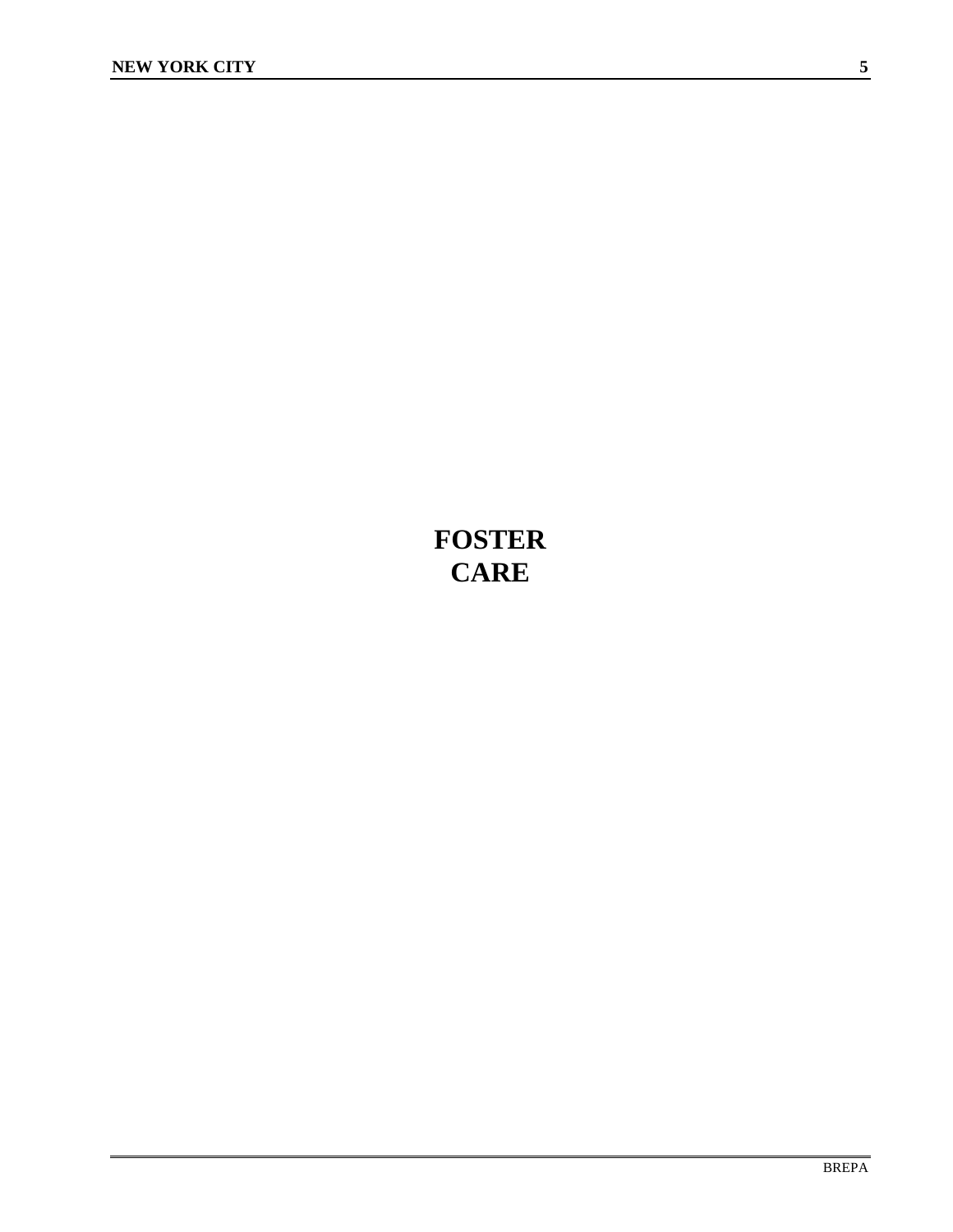# FOSTER CARE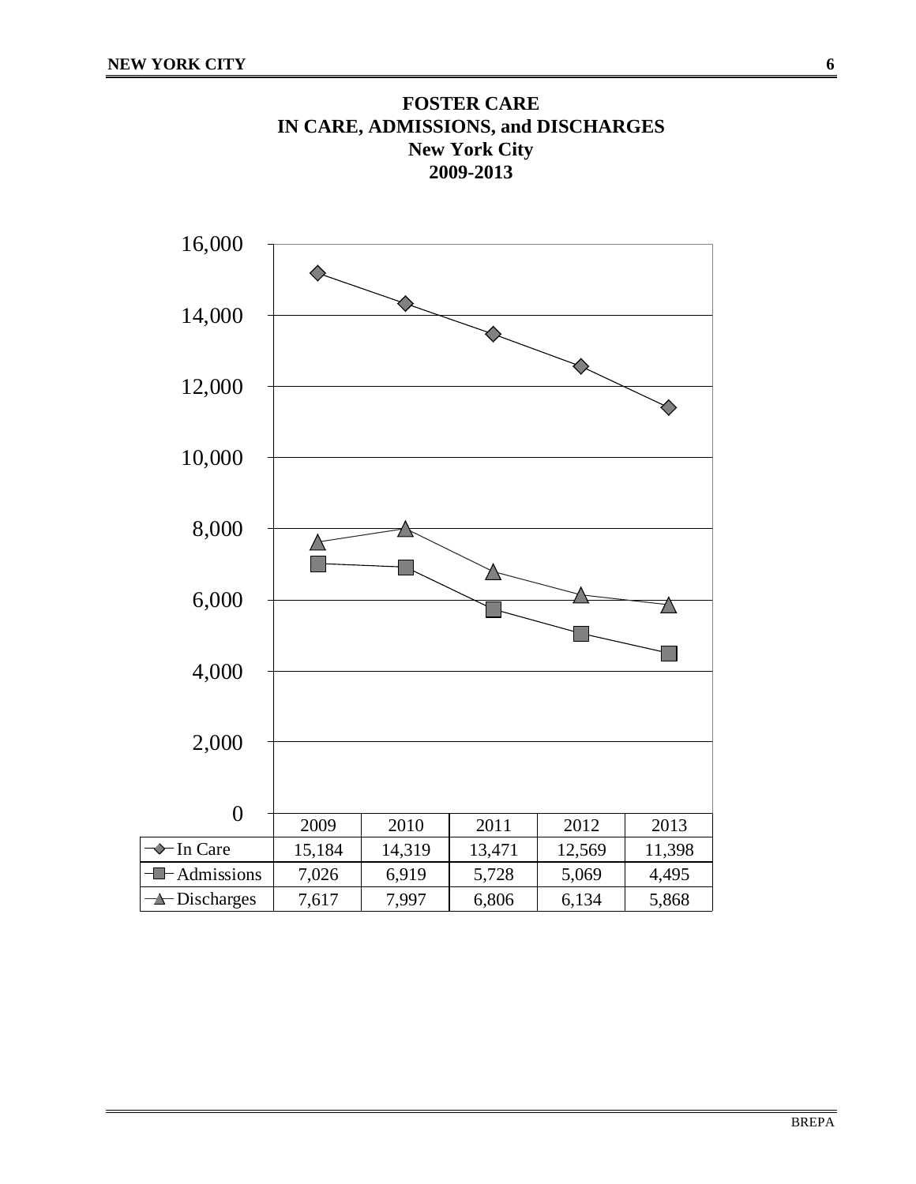# FOSTER CARE
## IN CARE, ADMISSIONS, and DISCHARGES
## New York City
## 2009-2013

| | 2009 | 2010 | 2011 | 2012 | 2013 |
|---|---|---|---|---|---|
| In Care | 15,184 | 14,319 | 13,471 | 12,569 | 11,398 |
| Admissions | 7,026 | 6,919 | 5,728 | 5,069 | 4,495 |
| Discharges | 7,617 | 7,997 | 6,806 | 6,134 | 5,868 |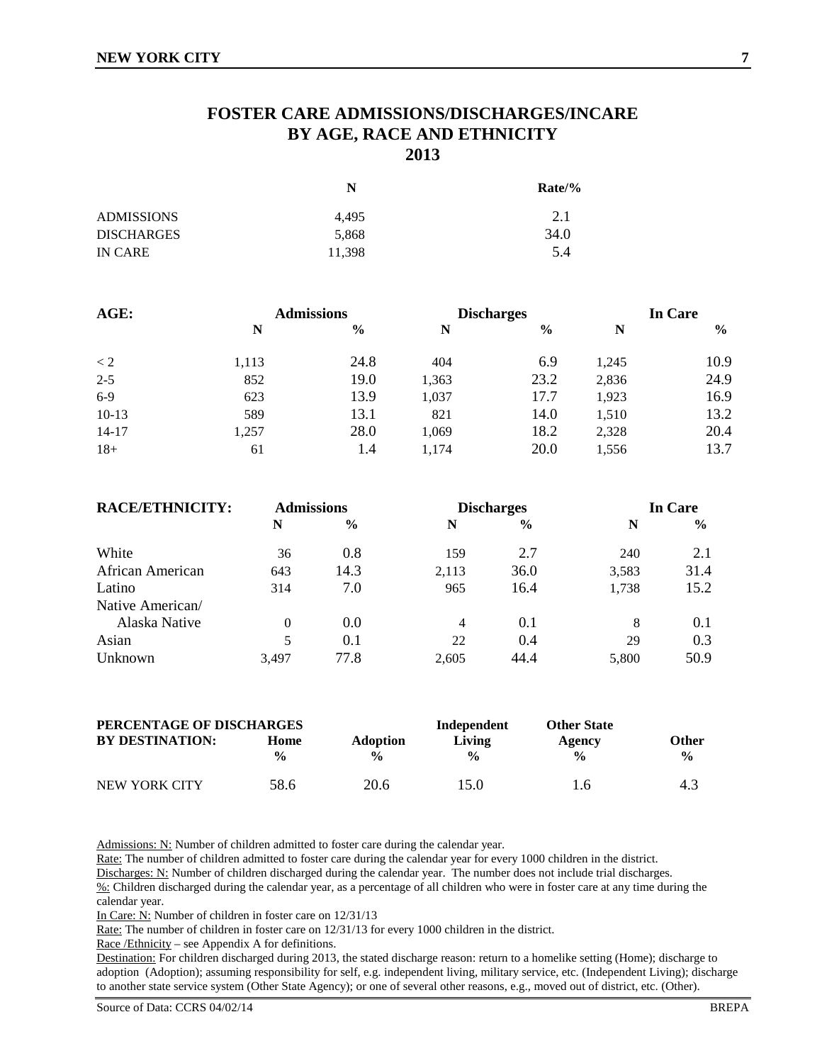# FOSTER CARE ADMISSIONS/DISCHARGES/INCARE BY AGE, RACE AND ETHNICITY 2013

| | N | Rate/% |
|---|---|---|
| ADMISSIONS | 4,495 | 2.1 |
| DISCHARGES | 5,868 | 34.0 |
| IN CARE | 11,398 | 5.4 |

| AGE: | Admissions | | Discharges | | In Care | |
|---|---|---|---|---|---|---|
| | N | % | N | % | N | % |
| < 2 | 1,113 | 24.8 | 404 | 6.9 | 1,245 | 10.9 |
| 2-5 | 852 | 19.0 | 1,363 | 23.2 | 2,836 | 24.9 |
| 6-9 | 623 | 13.9 | 1,037 | 17.7 | 1,923 | 16.9 |
| 10-13 | 589 | 13.1 | 821 | 14.0 | 1,510 | 13.2 |
| 14-17 | 1,257 | 28.0 | 1,069 | 18.2 | 2,328 | 20.4 |
| 18+ | 61 | 1.4 | 1,174 | 20.0 | 1,556 | 13.7 |

| RACE/ETHNICITY: | Admissions | | Discharges | | In Care | |
|---|---|---|---|---|---|---|
| | N | % | N | % | N | % |
| White | 36 | 0.8 | 159 | 2.7 | 240 | 2.1 |
| African American | 643 | 14.3 | 2,113 | 36.0 | 3,583 | 31.4 |
| Latino | 314 | 7.0 | 965 | 16.4 | 1,738 | 15.2 |
| Native American/ Alaska Native | 0 | 0.0 | 4 | 0.1 | 8 | 0.1 |
| Asian | 5 | 0.1 | 22 | 0.4 | 29 | 0.3 |
| Unknown | 3,497 | 77.8 | 2,605 | 44.4 | 5,800 | 50.9 |

| PERCENTAGE OF DISCHARGES BY DESTINATION: | Home % | Adoption % | Independent Living % | Other State Agency % | Other % |
|---|---|---|---|---|---|
| NEW YORK CITY | 58.6 | 20.6 | 15.0 | 1.6 | 4.3 |

Admissions: N: Number of children admitted to foster care during the calendar year.
Rate: The number of children admitted to foster care during the calendar year for every 1000 children in the district.
Discharges: N: Number of children discharged during the calendar year. The number does not include trial discharges.
%: Children discharged during the calendar year, as a percentage of all children who were in foster care at any time during the calendar year.
In Care: N: Number of children in foster care on 12/31/13
Rate: The number of children in foster care on 12/31/13 for every 1000 children in the district.
Race /Ethnicity – see Appendix A for definitions.
Destination: For children discharged during 2013, the stated discharge reason: return to a homelike setting (Home); discharge to adoption (Adoption); assuming responsibility for self, e.g. independent living, military service, etc. (Independent Living); discharge to another state service system (Other State Agency); or one of several other reasons, e.g., moved out of district, etc. (Other).

Source of Data: CCRS 04/02/14 BREPA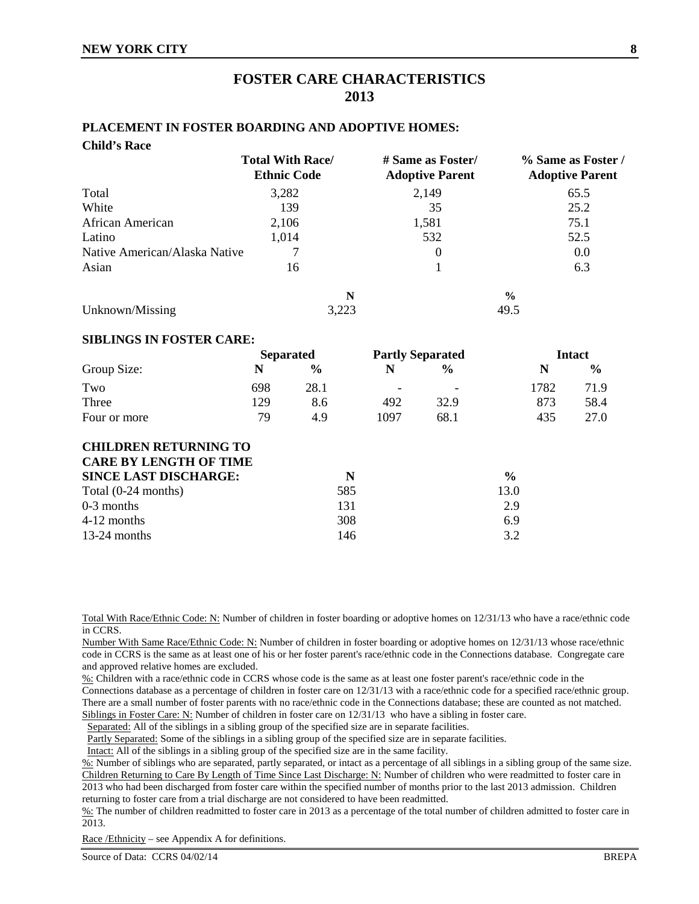# FOSTER CARE CHARACTERISTICS
# 2013

## PLACEMENT IN FOSTER BOARDING AND ADOPTIVE HOMES:

**Child's Race**

| | Total With Race/ Ethnic Code | # Same as Foster/ Adoptive Parent | % Same as Foster / Adoptive Parent |
|---|---|---|---|
| Total | 3,282 | 2,149 | 65.5 |
| White | 139 | 35 | 25.2 |
| African American | 2,106 | 1,581 | 75.1 |
| Latino | 1,014 | 532 | 52.5 |
| Native American/Alaska Native | 7 | 0 | 0.0 |
| Asian | 16 | 1 | 6.3 |

| | N | % |
|---|---|---|
| Unknown/Missing | 3,223 | 49.5 |

## SIBLINGS IN FOSTER CARE:

| | Separated | | Partly Separated | | Intact | |
|---|---|---|---|---|---|---|
| Group Size: | N | % | N | % | N | % |
| Two | 698 | 28.1 | - | - | 1782 | 71.9 |
| Three | 129 | 8.6 | 492 | 32.9 | 873 | 58.4 |
| Four or more | 79 | 4.9 | 1097 | 68.1 | 435 | 27.0 |

## CHILDREN RETURNING TO CARE BY LENGTH OF TIME SINCE LAST DISCHARGE:

| | N | % |
|---|---|---|
| Total (0-24 months) | 585 | 13.0 |
| 0-3 months | 131 | 2.9 |
| 4-12 months | 308 | 6.9 |
| 13-24 months | 146 | 3.2 |

Total With Race/Ethnic Code: N: Number of children in foster boarding or adoptive homes on 12/31/13 who have a race/ethnic code in CCRS.

Number With Same Race/Ethnic Code: N: Number of children in foster boarding or adoptive homes on 12/31/13 whose race/ethnic code in CCRS is the same as at least one of his or her foster parent's race/ethnic code in the Connections database. Congregate care and approved relative homes are excluded.

%: Children with a race/ethnic code in CCRS whose code is the same as at least one foster parent's race/ethnic code in the Connections database as a percentage of children in foster care on 12/31/13 with a race/ethnic code for a specified race/ethnic group. There are a small number of foster parents with no race/ethnic code in the Connections database; these are counted as not matched.

Siblings in Foster Care: N: Number of children in foster care on 12/31/13 who have a sibling in foster care.

Separated: All of the siblings in a sibling group of the specified size are in separate facilities.

Partly Separated: Some of the siblings in a sibling group of the specified size are in separate facilities.

Intact: All of the siblings in a sibling group of the specified size are in the same facility.

%: Number of siblings who are separated, partly separated, or intact as a percentage of all siblings in a sibling group of the same size.

Children Returning to Care By Length of Time Since Last Discharge: N: Number of children who were readmitted to foster care in 2013 who had been discharged from foster care within the specified number of months prior to the last 2013 admission. Children returning to foster care from a trial discharge are not considered to have been readmitted.

%: The number of children readmitted to foster care in 2013 as a percentage of the total number of children admitted to foster care in 2013.

Race /Ethnicity – see Appendix A for definitions.

Source of Data: CCRS 04/02/14 BREPA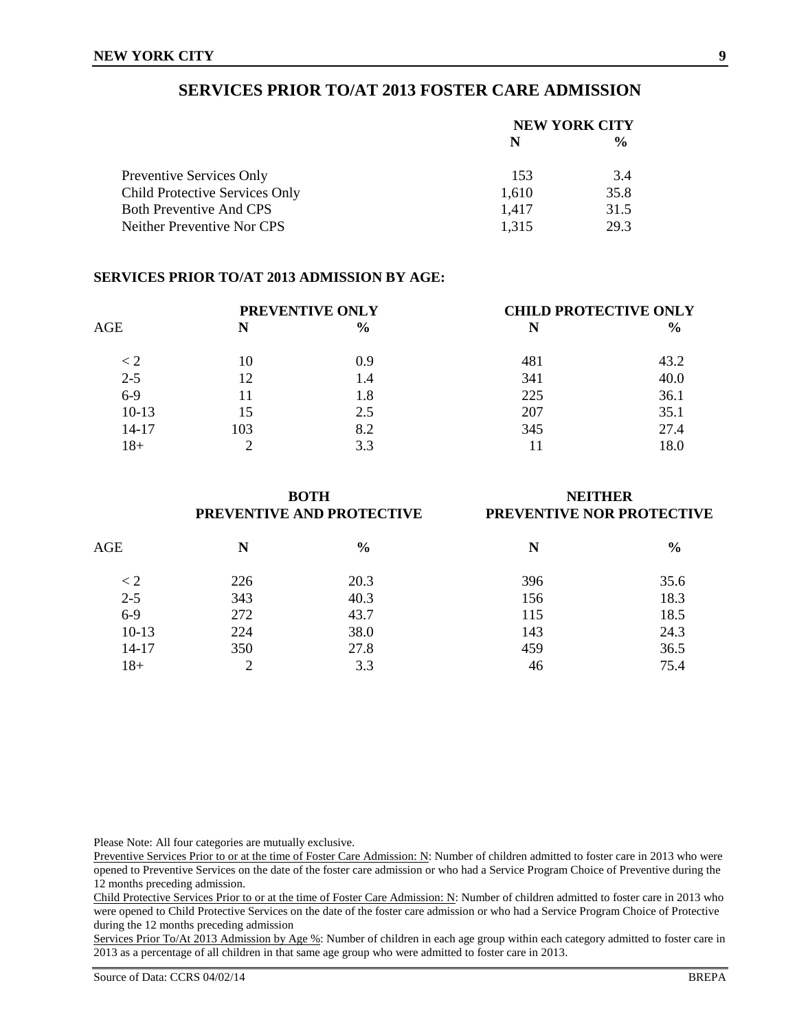## SERVICES PRIOR TO/AT 2013 FOSTER CARE ADMISSION

| | NEW YORK CITY | |
|---|---|---|
| | N | % |
| Preventive Services Only | 153 | 3.4 |
| Child Protective Services Only | 1,610 | 35.8 |
| Both Preventive And CPS | 1,417 | 31.5 |
| Neither Preventive Nor CPS | 1,315 | 29.3 |

### SERVICES PRIOR TO/AT 2013 ADMISSION BY AGE:

| | PREVENTIVE ONLY | | CHILD PROTECTIVE ONLY | |
|---|---|---|---|---|
| AGE | N | % | N | % |
| < 2 | 10 | 0.9 | 481 | 43.2 |
| 2-5 | 12 | 1.4 | 341 | 40.0 |
| 6-9 | 11 | 1.8 | 225 | 36.1 |
| 10-13 | 15 | 2.5 | 207 | 35.1 |
| 14-17 | 103 | 8.2 | 345 | 27.4 |
| 18+ | 2 | 3.3 | 11 | 18.0 |

| | BOTH PREVENTIVE AND PROTECTIVE | | NEITHER PREVENTIVE NOR PROTECTIVE | |
|---|---|---|---|---|
| AGE | N | % | N | % |
| < 2 | 226 | 20.3 | 396 | 35.6 |
| 2-5 | 343 | 40.3 | 156 | 18.3 |
| 6-9 | 272 | 43.7 | 115 | 18.5 |
| 10-13 | 224 | 38.0 | 143 | 24.3 |
| 14-17 | 350 | 27.8 | 459 | 36.5 |
| 18+ | 2 | 3.3 | 46 | 75.4 |

Please Note: All four categories are mutually exclusive.

Preventive Services Prior to or at the time of Foster Care Admission: N: Number of children admitted to foster care in 2013 who were opened to Preventive Services on the date of the foster care admission or who had a Service Program Choice of Preventive during the 12 months preceding admission.

Child Protective Services Prior to or at the time of Foster Care Admission: N: Number of children admitted to foster care in 2013 who were opened to Child Protective Services on the date of the foster care admission or who had a Service Program Choice of Protective during the 12 months preceding admission

Services Prior To/At 2013 Admission by Age %: Number of children in each age group within each category admitted to foster care in 2013 as a percentage of all children in that same age group who were admitted to foster care in 2013.

Source of Data: CCRS 04/02/14 BREPA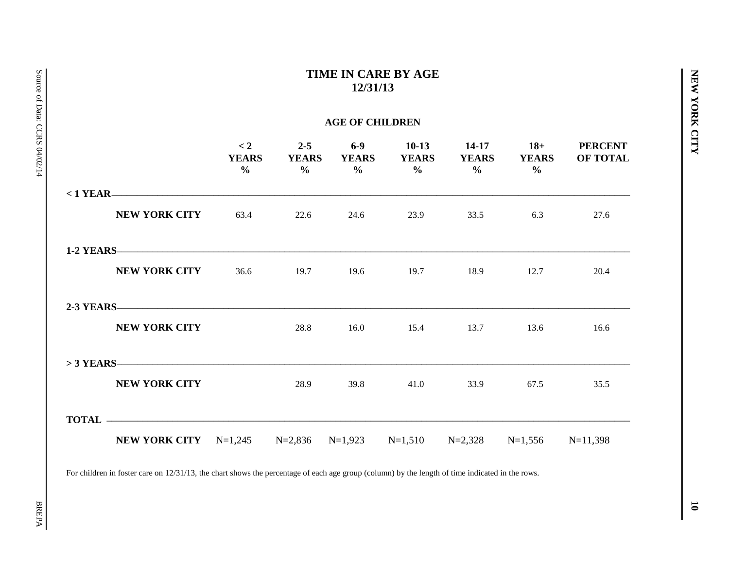# TIME IN CARE BY AGE
## 12/31/13

### AGE OF CHILDREN

| | < 2 YEARS % | 2-5 YEARS % | 6-9 YEARS % | 10-13 YEARS % | 14-17 YEARS % | 18+ YEARS % | PERCENT OF TOTAL |
|---|---|---|---|---|---|---|---|
| **< 1 YEAR** | | | | | | | |
| **NEW YORK CITY** | 63.4 | 22.6 | 24.6 | 23.9 | 33.5 | 6.3 | 27.6 |
| **1-2 YEARS** | | | | | | | |
| **NEW YORK CITY** | 36.6 | 19.7 | 19.6 | 19.7 | 18.9 | 12.7 | 20.4 |
| **2-3 YEARS** | | | | | | | |
| **NEW YORK CITY** | | 28.8 | 16.0 | 15.4 | 13.7 | 13.6 | 16.6 |
| **> 3 YEARS** | | | | | | | |
| **NEW YORK CITY** | | 28.9 | 39.8 | 41.0 | 33.9 | 67.5 | 35.5 |
| **TOTAL** | | | | | | | |
| **NEW YORK CITY** | N=1,245 | N=2,836 | N=1,923 | N=1,510 | N=2,328 | N=1,556 | N=11,398 |

For children in foster care on 12/31/13, the chart shows the percentage of each age group (column) by the length of time indicated in the rows.

Source of Data: CCRS 04/02/14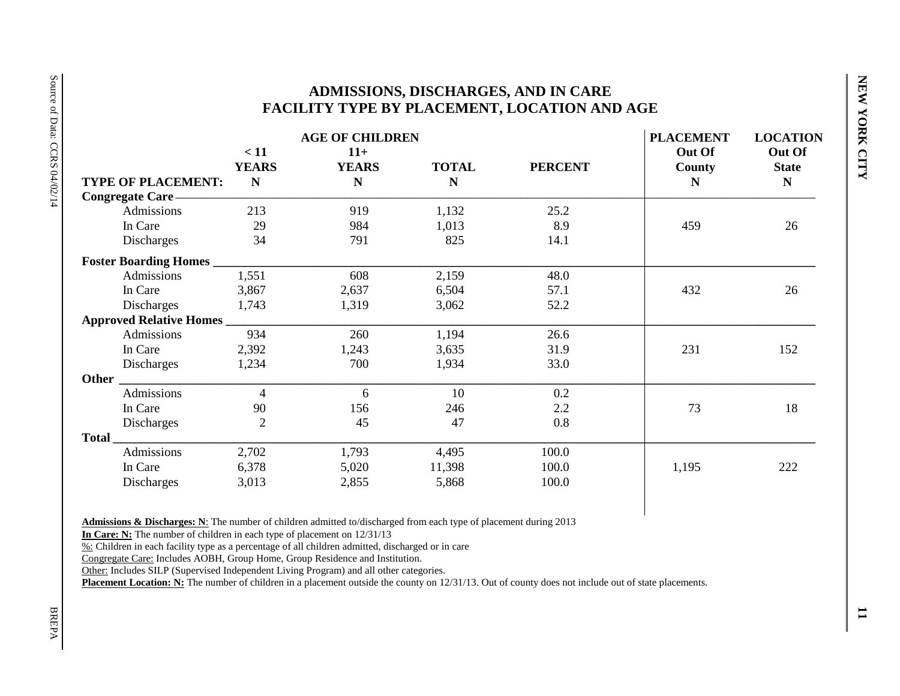# ADMISSIONS, DISCHARGES, AND IN CARE
## FACILITY TYPE BY PLACEMENT, LOCATION AND AGE

| TYPE OF PLACEMENT: | AGE OF CHILDREN < 11 YEARS N | 11+ YEARS N | TOTAL N | PERCENT | PLACEMENT Out Of County N | LOCATION Out Of State N |
|---|---|---|---|---|---|---|
| **Congregate Care** | | | | | | |
| Admissions | 213 | 919 | 1,132 | 25.2 | | |
| In Care | 29 | 984 | 1,013 | 8.9 | 459 | 26 |
| Discharges | 34 | 791 | 825 | 14.1 | | |
| **Foster Boarding Homes** | | | | | | |
| Admissions | 1,551 | 608 | 2,159 | 48.0 | | |
| In Care | 3,867 | 2,637 | 6,504 | 57.1 | 432 | 26 |
| Discharges | 1,743 | 1,319 | 3,062 | 52.2 | | |
| **Approved Relative Homes** | | | | | | |
| Admissions | 934 | 260 | 1,194 | 26.6 | | |
| In Care | 2,392 | 1,243 | 3,635 | 31.9 | 231 | 152 |
| Discharges | 1,234 | 700 | 1,934 | 33.0 | | |
| **Other** | | | | | | |
| Admissions | 4 | 6 | 10 | 0.2 | | |
| In Care | 90 | 156 | 246 | 2.2 | 73 | 18 |
| Discharges | 2 | 45 | 47 | 0.8 | | |
| **Total** | | | | | | |
| Admissions | 2,702 | 1,793 | 4,495 | 100.0 | | |
| In Care | 6,378 | 5,020 | 11,398 | 100.0 | 1,195 | 222 |
| Discharges | 3,013 | 2,855 | 5,868 | 100.0 | | |

**Admissions & Discharges: N**: The number of children admitted to/discharged from each type of placement during 2013

**In Care: N:** The number of children in each type of placement on 12/31/13

%: Children in each facility type as a percentage of all children admitted, discharged or in care

Congregate Care: Includes AOBH, Group Home, Group Residence and Institution.

Other: Includes SILP (Supervised Independent Living Program) and all other categories.

**Placement Location: N:** The number of children in a placement outside the county on 12/31/13. Out of county does not include out of state placements.

Source of Data: CCRS 04/02/14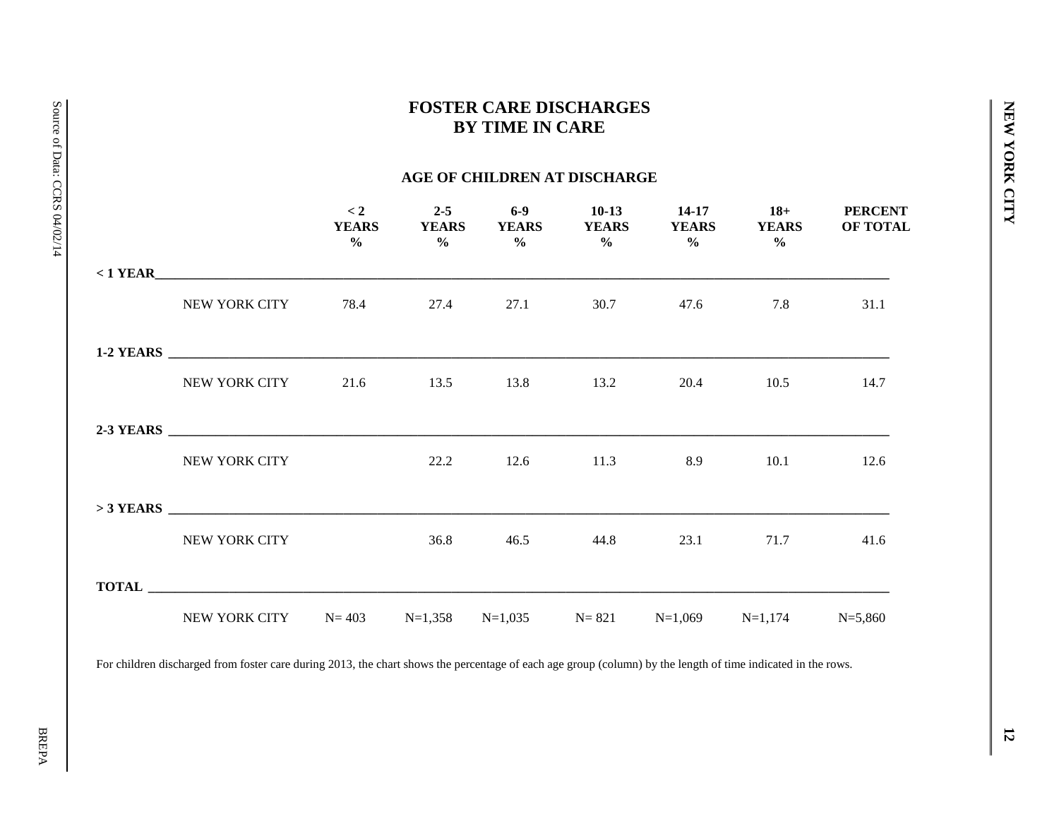# FOSTER CARE DISCHARGES BY TIME IN CARE

## AGE OF CHILDREN AT DISCHARGE

| | | < 2 YEARS % | 2-5 YEARS % | 6-9 YEARS % | 10-13 YEARS % | 14-17 YEARS % | 18+ YEARS % | PERCENT OF TOTAL |
|---|---|---|---|---|---|---|---|---|
| **< 1 YEAR** | | | | | | | | |
| | NEW YORK CITY | 78.4 | 27.4 | 27.1 | 30.7 | 47.6 | 7.8 | 31.1 |
| **1-2 YEARS** | | | | | | | | |
| | NEW YORK CITY | 21.6 | 13.5 | 13.8 | 13.2 | 20.4 | 10.5 | 14.7 |
| **2-3 YEARS** | | | | | | | | |
| | NEW YORK CITY | | 22.2 | 12.6 | 11.3 | 8.9 | 10.1 | 12.6 |
| **> 3 YEARS** | | | | | | | | |
| | NEW YORK CITY | | 36.8 | 46.5 | 44.8 | 23.1 | 71.7 | 41.6 |
| **TOTAL** | | | | | | | | |
| | NEW YORK CITY | N= 403 | N=1,358 | N=1,035 | N= 821 | N=1,069 | N=1,174 | N=5,860 |

For children discharged from foster care during 2013, the chart shows the percentage of each age group (column) by the length of time indicated in the rows.

Source of Data: CCRS 04/02/14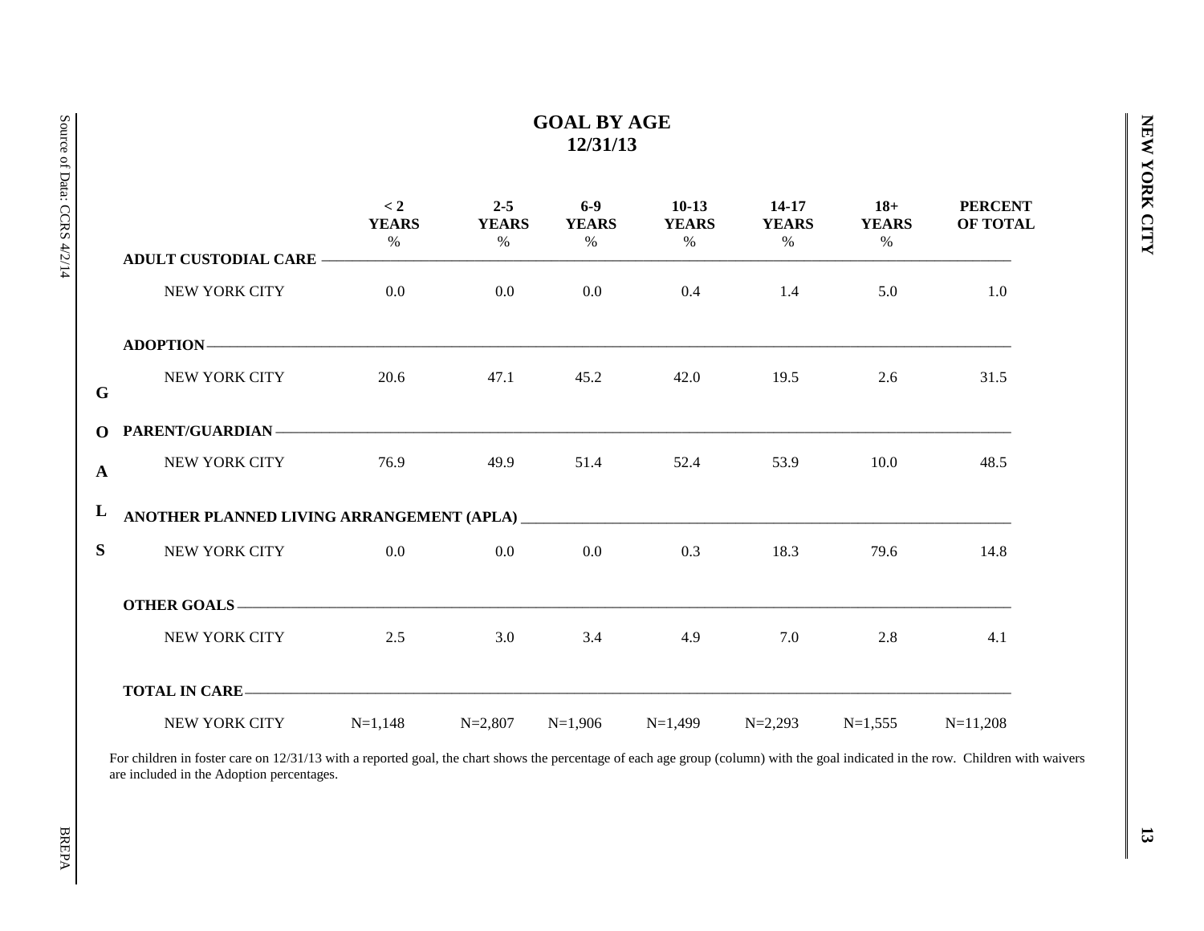# GOAL BY AGE
## 12/31/13

| GOALS | < 2 YEARS % | 2-5 YEARS % | 6-9 YEARS % | 10-13 YEARS % | 14-17 YEARS % | 18+ YEARS % | PERCENT OF TOTAL |
|---|---|---|---|---|---|---|---|
| **ADULT CUSTODIAL CARE** | | | | | | | |
| NEW YORK CITY | 0.0 | 0.0 | 0.0 | 0.4 | 1.4 | 5.0 | 1.0 |
| **ADOPTION** | | | | | | | |
| NEW YORK CITY | 20.6 | 47.1 | 45.2 | 42.0 | 19.5 | 2.6 | 31.5 |
| **PARENT/GUARDIAN** | | | | | | | |
| NEW YORK CITY | 76.9 | 49.9 | 51.4 | 52.4 | 53.9 | 10.0 | 48.5 |
| **ANOTHER PLANNED LIVING ARRANGEMENT (APLA)** | | | | | | | |
| NEW YORK CITY | 0.0 | 0.0 | 0.0 | 0.3 | 18.3 | 79.6 | 14.8 |
| **OTHER GOALS** | | | | | | | |
| NEW YORK CITY | 2.5 | 3.0 | 3.4 | 4.9 | 7.0 | 2.8 | 4.1 |
| **TOTAL IN CARE** | | | | | | | |
| NEW YORK CITY | N=1,148 | N=2,807 | N=1,906 | N=1,499 | N=2,293 | N=1,555 | N=11,208 |

For children in foster care on 12/31/13 with a reported goal, the chart shows the percentage of each age group (column) with the goal indicated in the row. Children with waivers are included in the Adoption percentages.

Source of Data: CCRS 4/2/14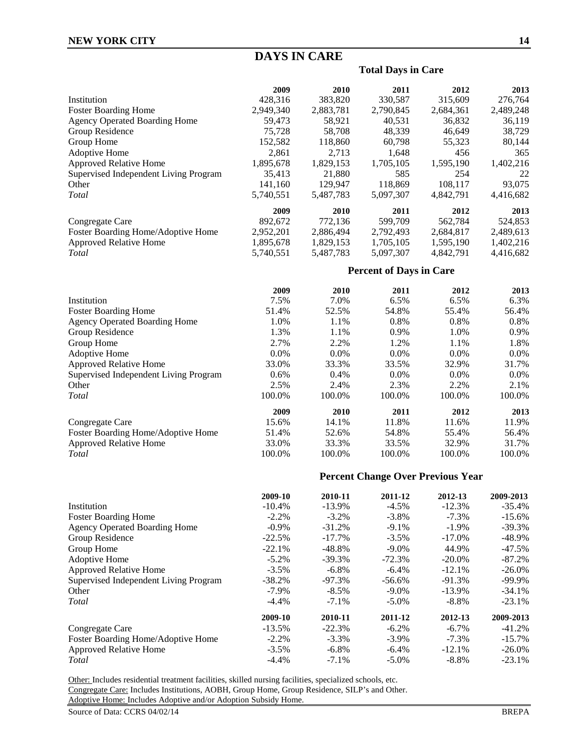# DAYS IN CARE

## Total Days in Care

| | 2009 | 2010 | 2011 | 2012 | 2013 |
|---|---|---|---|---|---|
| Institution | 428,316 | 383,820 | 330,587 | 315,609 | 276,764 |
| Foster Boarding Home | 2,949,340 | 2,883,781 | 2,790,845 | 2,684,361 | 2,489,248 |
| Agency Operated Boarding Home | 59,473 | 58,921 | 40,531 | 36,832 | 36,119 |
| Group Residence | 75,728 | 58,708 | 48,339 | 46,649 | 38,729 |
| Group Home | 152,582 | 118,860 | 60,798 | 55,323 | 80,144 |
| Adoptive Home | 2,861 | 2,713 | 1,648 | 456 | 365 |
| Approved Relative Home | 1,895,678 | 1,829,153 | 1,705,105 | 1,595,190 | 1,402,216 |
| Supervised Independent Living Program | 35,413 | 21,880 | 585 | 254 | 22 |
| Other | 141,160 | 129,947 | 118,869 | 108,117 | 93,075 |
| *Total* | 5,740,551 | 5,487,783 | 5,097,307 | 4,842,791 | 4,416,682 |

| | 2009 | 2010 | 2011 | 2012 | 2013 |
|---|---|---|---|---|---|
| Congregate Care | 892,672 | 772,136 | 599,709 | 562,784 | 524,853 |
| Foster Boarding Home/Adoptive Home | 2,952,201 | 2,886,494 | 2,792,493 | 2,684,817 | 2,489,613 |
| Approved Relative Home | 1,895,678 | 1,829,153 | 1,705,105 | 1,595,190 | 1,402,216 |
| *Total* | 5,740,551 | 5,487,783 | 5,097,307 | 4,842,791 | 4,416,682 |

## Percent of Days in Care

| | 2009 | 2010 | 2011 | 2012 | 2013 |
|---|---|---|---|---|---|
| Institution | 7.5% | 7.0% | 6.5% | 6.5% | 6.3% |
| Foster Boarding Home | 51.4% | 52.5% | 54.8% | 55.4% | 56.4% |
| Agency Operated Boarding Home | 1.0% | 1.1% | 0.8% | 0.8% | 0.8% |
| Group Residence | 1.3% | 1.1% | 0.9% | 1.0% | 0.9% |
| Group Home | 2.7% | 2.2% | 1.2% | 1.1% | 1.8% |
| Adoptive Home | 0.0% | 0.0% | 0.0% | 0.0% | 0.0% |
| Approved Relative Home | 33.0% | 33.3% | 33.5% | 32.9% | 31.7% |
| Supervised Independent Living Program | 0.6% | 0.4% | 0.0% | 0.0% | 0.0% |
| Other | 2.5% | 2.4% | 2.3% | 2.2% | 2.1% |
| *Total* | 100.0% | 100.0% | 100.0% | 100.0% | 100.0% |

| | 2009 | 2010 | 2011 | 2012 | 2013 |
|---|---|---|---|---|---|
| Congregate Care | 15.6% | 14.1% | 11.8% | 11.6% | 11.9% |
| Foster Boarding Home/Adoptive Home | 51.4% | 52.6% | 54.8% | 55.4% | 56.4% |
| Approved Relative Home | 33.0% | 33.3% | 33.5% | 32.9% | 31.7% |
| *Total* | 100.0% | 100.0% | 100.0% | 100.0% | 100.0% |

## Percent Change Over Previous Year

| | 2009-10 | 2010-11 | 2011-12 | 2012-13 | 2009-2013 |
|---|---|---|---|---|---|
| Institution | -10.4% | -13.9% | -4.5% | -12.3% | -35.4% |
| Foster Boarding Home | -2.2% | -3.2% | -3.8% | -7.3% | -15.6% |
| Agency Operated Boarding Home | -0.9% | -31.2% | -9.1% | -1.9% | -39.3% |
| Group Residence | -22.5% | -17.7% | -3.5% | -17.0% | -48.9% |
| Group Home | -22.1% | -48.8% | -9.0% | 44.9% | -47.5% |
| Adoptive Home | -5.2% | -39.3% | -72.3% | -20.0% | -87.2% |
| Approved Relative Home | -3.5% | -6.8% | -6.4% | -12.1% | -26.0% |
| Supervised Independent Living Program | -38.2% | -97.3% | -56.6% | -91.3% | -99.9% |
| Other | -7.9% | -8.5% | -9.0% | -13.9% | -34.1% |
| *Total* | -4.4% | -7.1% | -5.0% | -8.8% | -23.1% |

| | 2009-10 | 2010-11 | 2011-12 | 2012-13 | 2009-2013 |
|---|---|---|---|---|---|
| Congregate Care | -13.5% | -22.3% | -6.2% | -6.7% | -41.2% |
| Foster Boarding Home/Adoptive Home | -2.2% | -3.3% | -3.9% | -7.3% | -15.7% |
| Approved Relative Home | -3.5% | -6.8% | -6.4% | -12.1% | -26.0% |
| *Total* | -4.4% | -7.1% | -5.0% | -8.8% | -23.1% |

Other: Includes residential treatment facilities, skilled nursing facilities, specialized schools, etc.
Congregate Care: Includes Institutions, AOBH, Group Home, Group Residence, SILP's and Other.
Adoptive Home: Includes Adoptive and/or Adoption Subsidy Home.

Source of Data: CCRS 04/02/14 BREPA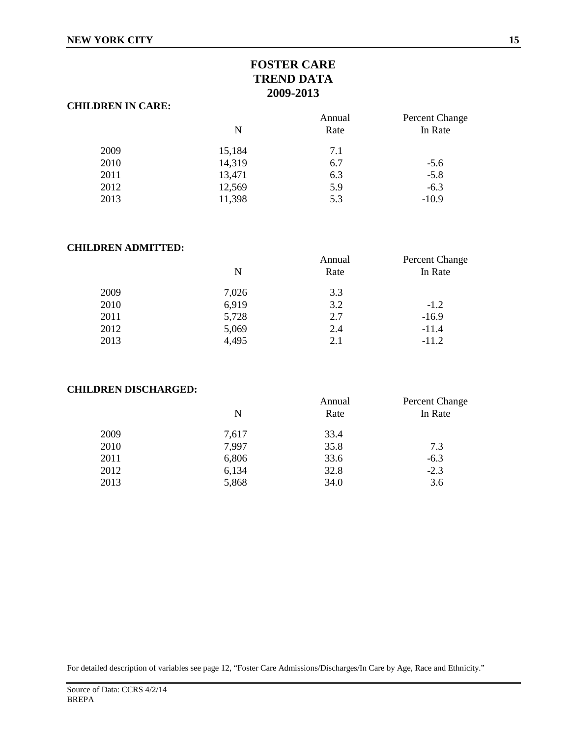# FOSTER CARE TREND DATA 2009-2013

**CHILDREN IN CARE:**

| | N | Annual Rate | Percent Change In Rate |
|---|---|---|---|
| 2009 | 15,184 | 7.1 | |
| 2010 | 14,319 | 6.7 | -5.6 |
| 2011 | 13,471 | 6.3 | -5.8 |
| 2012 | 12,569 | 5.9 | -6.3 |
| 2013 | 11,398 | 5.3 | -10.9 |

**CHILDREN ADMITTED:**

| | N | Annual Rate | Percent Change In Rate |
|---|---|---|---|
| 2009 | 7,026 | 3.3 | |
| 2010 | 6,919 | 3.2 | -1.2 |
| 2011 | 5,728 | 2.7 | -16.9 |
| 2012 | 5,069 | 2.4 | -11.4 |
| 2013 | 4,495 | 2.1 | -11.2 |

**CHILDREN DISCHARGED:**

| | N | Annual Rate | Percent Change In Rate |
|---|---|---|---|
| 2009 | 7,617 | 33.4 | |
| 2010 | 7,997 | 35.8 | 7.3 |
| 2011 | 6,806 | 33.6 | -6.3 |
| 2012 | 6,134 | 32.8 | -2.3 |
| 2013 | 5,868 | 34.0 | 3.6 |

For detailed description of variables see page 12, "Foster Care Admissions/Discharges/In Care by Age, Race and Ethnicity."

Source of Data: CCRS 4/2/14
BREPA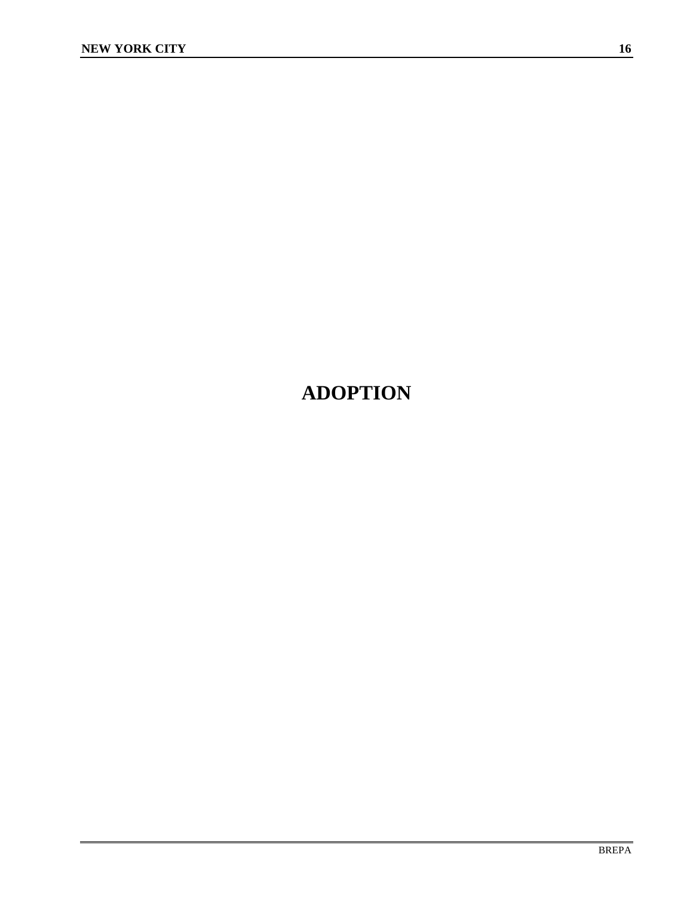# ADOPTION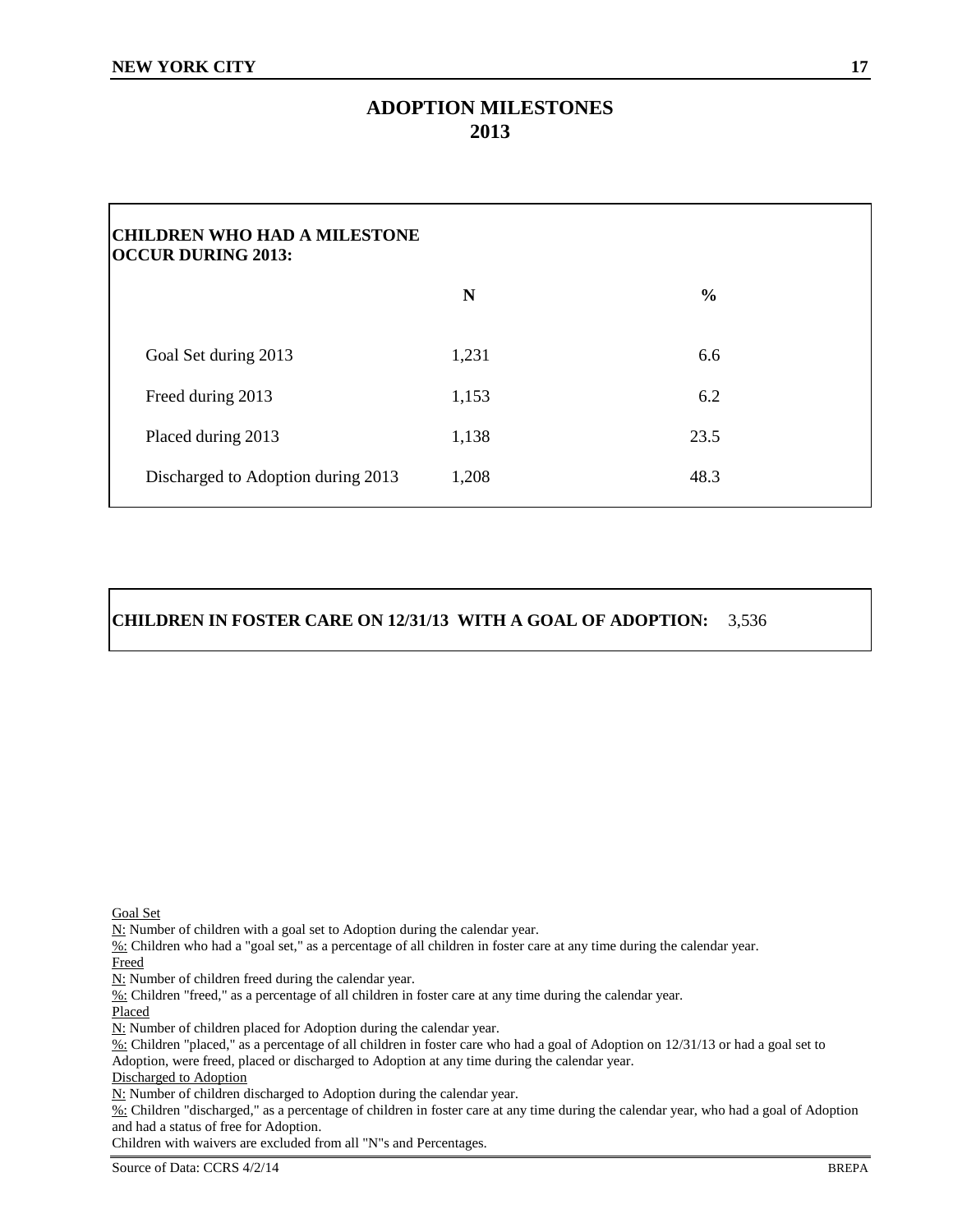# ADOPTION MILESTONES
## 2013

**CHILDREN WHO HAD A MILESTONE OCCUR DURING 2013:**

| | N | % |
|---|---|---|
| Goal Set during 2013 | 1,231 | 6.6 |
| Freed during 2013 | 1,153 | 6.2 |
| Placed during 2013 | 1,138 | 23.5 |
| Discharged to Adoption during 2013 | 1,208 | 48.3 |

**CHILDREN IN FOSTER CARE ON 12/31/13 WITH A GOAL OF ADOPTION:** 3,536

Goal Set
N: Number of children with a goal set to Adoption during the calendar year.
%: Children who had a "goal set," as a percentage of all children in foster care at any time during the calendar year.
Freed
N: Number of children freed during the calendar year.
%: Children "freed," as a percentage of all children in foster care at any time during the calendar year.
Placed
N: Number of children placed for Adoption during the calendar year.
%: Children "placed," as a percentage of all children in foster care who had a goal of Adoption on 12/31/13 or had a goal set to Adoption, were freed, placed or discharged to Adoption at any time during the calendar year.
Discharged to Adoption
N: Number of children discharged to Adoption during the calendar year.
%: Children "discharged," as a percentage of children in foster care at any time during the calendar year, who had a goal of Adoption and had a status of free for Adoption.
Children with waivers are excluded from all "N"s and Percentages.

Source of Data: CCRS 4/2/14 BREPA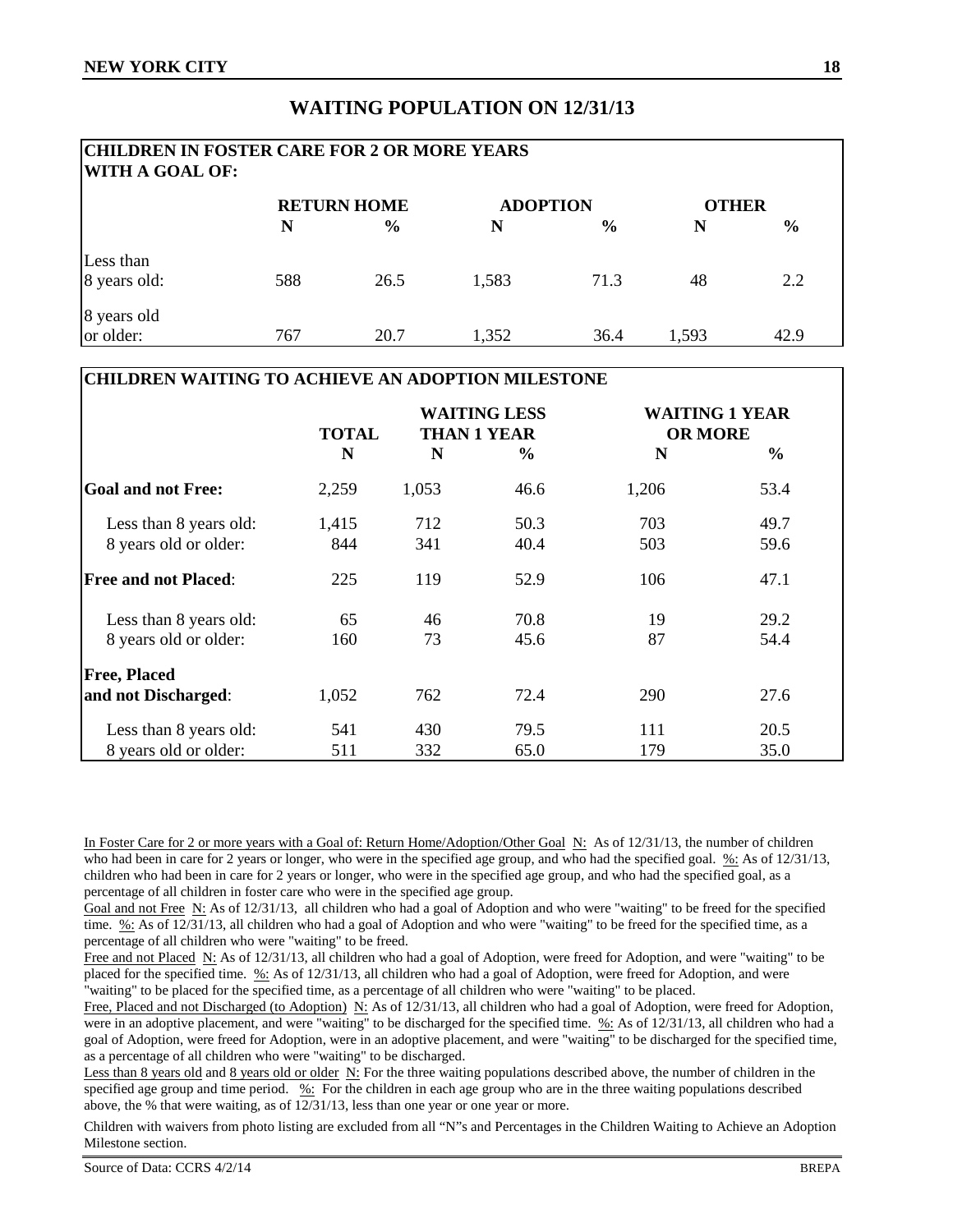## WAITING POPULATION ON 12/31/13

| CHILDREN IN FOSTER CARE FOR 2 OR MORE YEARS WITH A GOAL OF: | RETURN HOME | | ADOPTION | | OTHER | |
|---|---|---|---|---|---|---|
| | N | % | N | % | N | % |
| Less than 8 years old: | 588 | 26.5 | 1,583 | 71.3 | 48 | 2.2 |
| 8 years old or older: | 767 | 20.7 | 1,352 | 36.4 | 1,593 | 42.9 |

| CHILDREN WAITING TO ACHIEVE AN ADOPTION MILESTONE | TOTAL | WAITING LESS THAN 1 YEAR | | WAITING 1 YEAR OR MORE | |
|---|---|---|---|---|---|
| | N | N | % | N | % |
| **Goal and not Free:** | 2,259 | 1,053 | 46.6 | 1,206 | 53.4 |
| Less than 8 years old: | 1,415 | 712 | 50.3 | 703 | 49.7 |
| 8 years old or older: | 844 | 341 | 40.4 | 503 | 59.6 |
| **Free and not Placed**: | 225 | 119 | 52.9 | 106 | 47.1 |
| Less than 8 years old: | 65 | 46 | 70.8 | 19 | 29.2 |
| 8 years old or older: | 160 | 73 | 45.6 | 87 | 54.4 |
| **Free, Placed and not Discharged**: | 1,052 | 762 | 72.4 | 290 | 27.6 |
| Less than 8 years old: | 541 | 430 | 79.5 | 111 | 20.5 |
| 8 years old or older: | 511 | 332 | 65.0 | 179 | 35.0 |

In Foster Care for 2 or more years with a Goal of: Return Home/Adoption/Other Goal N: As of 12/31/13, the number of children who had been in care for 2 years or longer, who were in the specified age group, and who had the specified goal. %: As of 12/31/13, children who had been in care for 2 years or longer, who were in the specified age group, and who had the specified goal, as a percentage of all children in foster care who were in the specified age group.

Goal and not Free N: As of 12/31/13, all children who had a goal of Adoption and who were "waiting" to be freed for the specified time. %: As of 12/31/13, all children who had a goal of Adoption and who were "waiting" to be freed for the specified time, as a percentage of all children who were "waiting" to be freed.

Free and not Placed N: As of 12/31/13, all children who had a goal of Adoption, were freed for Adoption, and were "waiting" to be placed for the specified time. %: As of 12/31/13, all children who had a goal of Adoption, were freed for Adoption, and were "waiting" to be placed for the specified time, as a percentage of all children who were "waiting" to be placed.

Free, Placed and not Discharged (to Adoption) N: As of 12/31/13, all children who had a goal of Adoption, were freed for Adoption, were in an adoptive placement, and were "waiting" to be discharged for the specified time. %: As of 12/31/13, all children who had a goal of Adoption, were freed for Adoption, were in an adoptive placement, and were "waiting" to be discharged for the specified time, as a percentage of all children who were "waiting" to be discharged.

Less than 8 years old and 8 years old or older N: For the three waiting populations described above, the number of children in the specified age group and time period. %: For the children in each age group who are in the three waiting populations described above, the % that were waiting, as of 12/31/13, less than one year or one year or more.

Children with waivers from photo listing are excluded from all "N"s and Percentages in the Children Waiting to Achieve an Adoption Milestone section.

Source of Data: CCRS 4/2/14 BREPA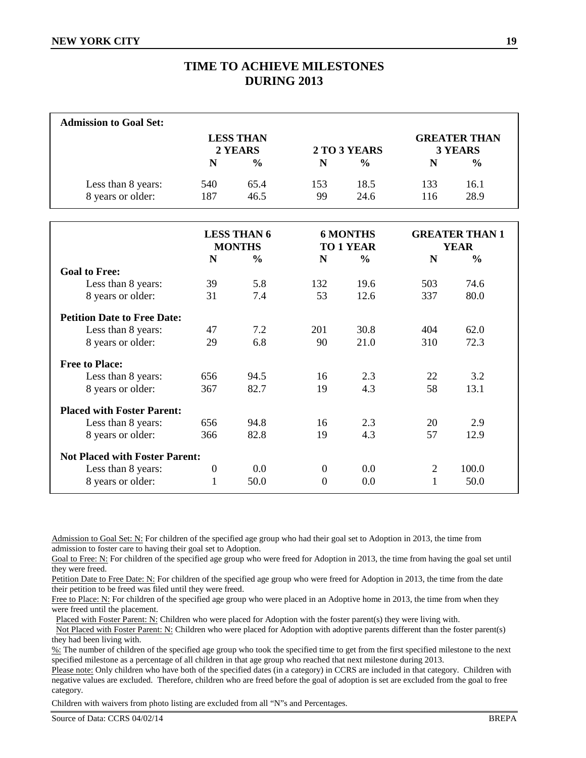# TIME TO ACHIEVE MILESTONES DURING 2013

| Admission to Goal Set: | LESS THAN 2 YEARS | | 2 TO 3 YEARS | | GREATER THAN 3 YEARS | |
|---|---|---|---|---|---|---|
| | N | % | N | % | N | % |
| Less than 8 years: | 540 | 65.4 | 153 | 18.5 | 133 | 16.1 |
| 8 years or older: | 187 | 46.5 | 99 | 24.6 | 116 | 28.9 |

| | LESS THAN 6 MONTHS | | 6 MONTHS TO 1 YEAR | | GREATER THAN 1 YEAR | |
|---|---|---|---|---|---|---|
| | N | % | N | % | N | % |
| **Goal to Free:** | | | | | | |
| Less than 8 years: | 39 | 5.8 | 132 | 19.6 | 503 | 74.6 |
| 8 years or older: | 31 | 7.4 | 53 | 12.6 | 337 | 80.0 |
| **Petition Date to Free Date:** | | | | | | |
| Less than 8 years: | 47 | 7.2 | 201 | 30.8 | 404 | 62.0 |
| 8 years or older: | 29 | 6.8 | 90 | 21.0 | 310 | 72.3 |
| **Free to Place:** | | | | | | |
| Less than 8 years: | 656 | 94.5 | 16 | 2.3 | 22 | 3.2 |
| 8 years or older: | 367 | 82.7 | 19 | 4.3 | 58 | 13.1 |
| **Placed with Foster Parent:** | | | | | | |
| Less than 8 years: | 656 | 94.8 | 16 | 2.3 | 20 | 2.9 |
| 8 years or older: | 366 | 82.8 | 19 | 4.3 | 57 | 12.9 |
| **Not Placed with Foster Parent:** | | | | | | |
| Less than 8 years: | 0 | 0.0 | 0 | 0.0 | 2 | 100.0 |
| 8 years or older: | 1 | 50.0 | 0 | 0.0 | 1 | 50.0 |

Admission to Goal Set: N: For children of the specified age group who had their goal set to Adoption in 2013, the time from admission to foster care to having their goal set to Adoption.

Goal to Free: N: For children of the specified age group who were freed for Adoption in 2013, the time from having the goal set until they were freed.

Petition Date to Free Date: N: For children of the specified age group who were freed for Adoption in 2013, the time from the date their petition to be freed was filed until they were freed.

Free to Place: N: For children of the specified age group who were placed in an Adoptive home in 2013, the time from when they were freed until the placement.

Placed with Foster Parent: N: Children who were placed for Adoption with the foster parent(s) they were living with.

Not Placed with Foster Parent: N: Children who were placed for Adoption with adoptive parents different than the foster parent(s) they had been living with.

%: The number of children of the specified age group who took the specified time to get from the first specified milestone to the next specified milestone as a percentage of all children in that age group who reached that next milestone during 2013.

Please note: Only children who have both of the specified dates (in a category) in CCRS are included in that category. Children with negative values are excluded. Therefore, children who are freed before the goal of adoption is set are excluded from the goal to free category.

Children with waivers from photo listing are excluded from all "N"s and Percentages.

Source of Data: CCRS 04/02/14 BREPA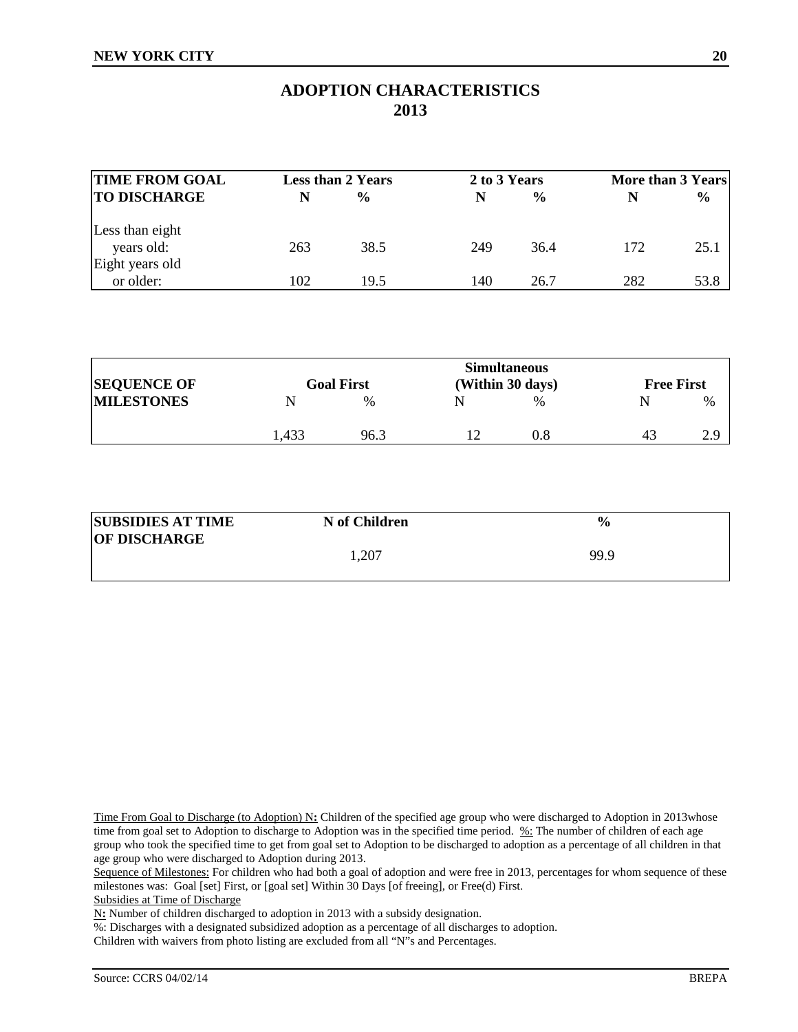# ADOPTION CHARACTERISTICS
## 2013

| TIME FROM GOAL TO DISCHARGE | Less than 2 Years | | 2 to 3 Years | | More than 3 Years | |
|---|---|---|---|---|---|---|
| | N | % | N | % | N | % |
| Less than eight years old: | 263 | 38.5 | 249 | 36.4 | 172 | 25.1 |
| Eight years old or older: | 102 | 19.5 | 140 | 26.7 | 282 | 53.8 |

| SEQUENCE OF MILESTONES | Goal First | | Simultaneous (Within 30 days) | | Free First | |
|---|---|---|---|---|---|---|
| | N | % | N | % | N | % |
| | 1,433 | 96.3 | 12 | 0.8 | 43 | 2.9 |

| SUBSIDIES AT TIME OF DISCHARGE | N of Children | % |
|---|---|---|
| | 1,207 | 99.9 |

Time From Goal to Discharge (to Adoption) N**:** Children of the specified age group who were discharged to Adoption in 2013whose time from goal set to Adoption to discharge to Adoption was in the specified time period. %: The number of children of each age group who took the specified time to get from goal set to Adoption to be discharged to adoption as a percentage of all children in that age group who were discharged to Adoption during 2013.

Sequence of Milestones: For children who had both a goal of adoption and were free in 2013, percentages for whom sequence of these milestones was: Goal [set] First, or [goal set] Within 30 Days [of freeing], or Free(d) First.

Subsidies at Time of Discharge

N**:** Number of children discharged to adoption in 2013 with a subsidy designation.

%: Discharges with a designated subsidized adoption as a percentage of all discharges to adoption.

Children with waivers from photo listing are excluded from all "N"s and Percentages.

Source: CCRS 04/02/14 BREPA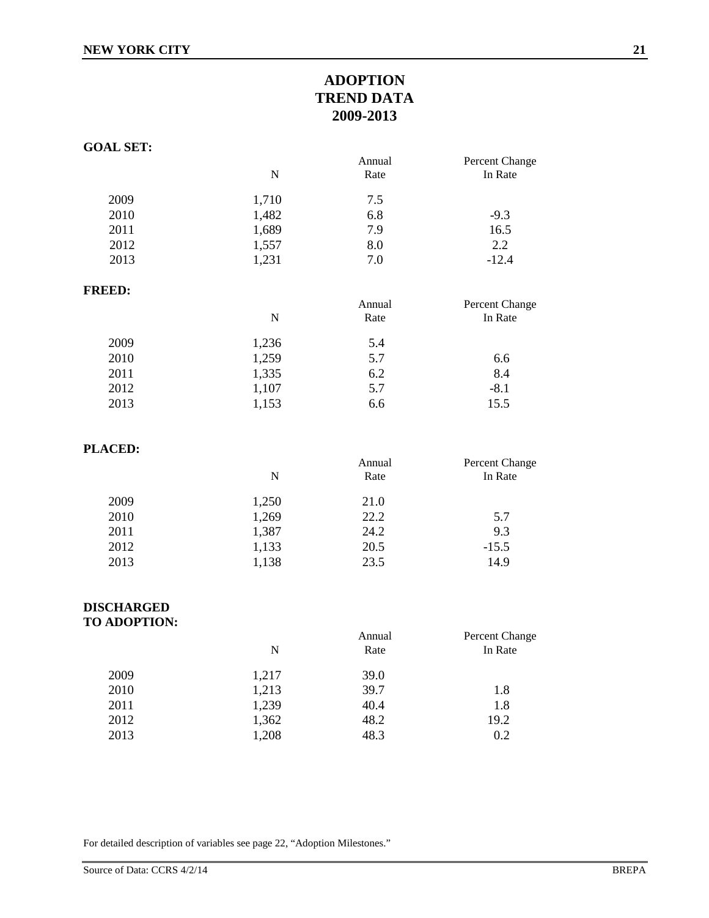# ADOPTION TREND DATA 2009-2013

**GOAL SET:**

| | N | Annual Rate | Percent Change In Rate |
|---|---|---|---|
| 2009 | 1,710 | 7.5 | |
| 2010 | 1,482 | 6.8 | -9.3 |
| 2011 | 1,689 | 7.9 | 16.5 |
| 2012 | 1,557 | 8.0 | 2.2 |
| 2013 | 1,231 | 7.0 | -12.4 |

**FREED:**

| | N | Annual Rate | Percent Change In Rate |
|---|---|---|---|
| 2009 | 1,236 | 5.4 | |
| 2010 | 1,259 | 5.7 | 6.6 |
| 2011 | 1,335 | 6.2 | 8.4 |
| 2012 | 1,107 | 5.7 | -8.1 |
| 2013 | 1,153 | 6.6 | 15.5 |

**PLACED:**

| | N | Annual Rate | Percent Change In Rate |
|---|---|---|---|
| 2009 | 1,250 | 21.0 | |
| 2010 | 1,269 | 22.2 | 5.7 |
| 2011 | 1,387 | 24.2 | 9.3 |
| 2012 | 1,133 | 20.5 | -15.5 |
| 2013 | 1,138 | 23.5 | 14.9 |

**DISCHARGED TO ADOPTION:**

| | N | Annual Rate | Percent Change In Rate |
|---|---|---|---|
| 2009 | 1,217 | 39.0 | |
| 2010 | 1,213 | 39.7 | 1.8 |
| 2011 | 1,239 | 40.4 | 1.8 |
| 2012 | 1,362 | 48.2 | 19.2 |
| 2013 | 1,208 | 48.3 | 0.2 |

For detailed description of variables see page 22, "Adoption Milestones."

Source of Data: CCRS 4/2/14 BREPA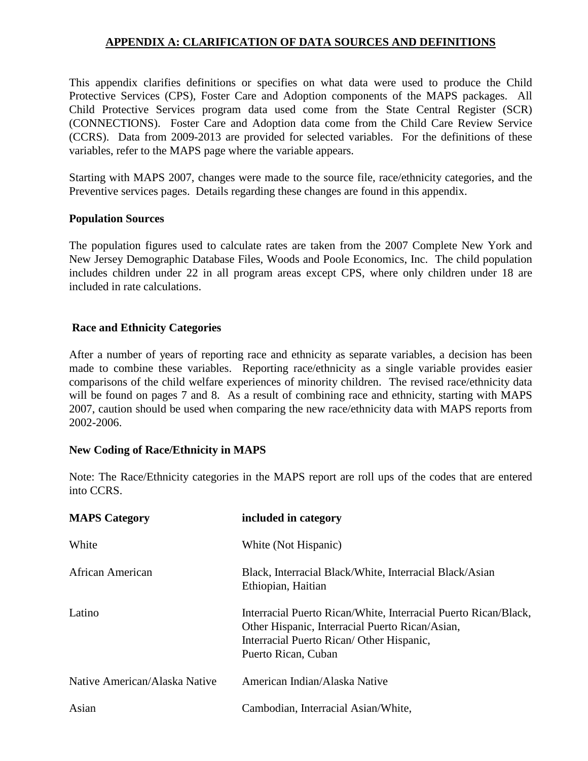## APPENDIX A: CLARIFICATION OF DATA SOURCES AND DEFINITIONS

This appendix clarifies definitions or specifies on what data were used to produce the Child Protective Services (CPS), Foster Care and Adoption components of the MAPS packages. All Child Protective Services program data used come from the State Central Register (SCR) (CONNECTIONS). Foster Care and Adoption data come from the Child Care Review Service (CCRS). Data from 2009-2013 are provided for selected variables. For the definitions of these variables, refer to the MAPS page where the variable appears.

Starting with MAPS 2007, changes were made to the source file, race/ethnicity categories, and the Preventive services pages. Details regarding these changes are found in this appendix.

### Population Sources

The population figures used to calculate rates are taken from the 2007 Complete New York and New Jersey Demographic Database Files, Woods and Poole Economics, Inc. The child population includes children under 22 in all program areas except CPS, where only children under 18 are included in rate calculations.

### Race and Ethnicity Categories

After a number of years of reporting race and ethnicity as separate variables, a decision has been made to combine these variables. Reporting race/ethnicity as a single variable provides easier comparisons of the child welfare experiences of minority children. The revised race/ethnicity data will be found on pages 7 and 8. As a result of combining race and ethnicity, starting with MAPS 2007, caution should be used when comparing the new race/ethnicity data with MAPS reports from 2002-2006.

### New Coding of Race/Ethnicity in MAPS

Note: The Race/Ethnicity categories in the MAPS report are roll ups of the codes that are entered into CCRS.

| MAPS Category | included in category |
|---|---|
| White | White (Not Hispanic) |
| African American | Black, Interracial Black/White, Interracial Black/Asian Ethiopian, Haitian |
| Latino | Interracial Puerto Rican/White, Interracial Puerto Rican/Black, Other Hispanic, Interracial Puerto Rican/Asian, Interracial Puerto Rican/ Other Hispanic, Puerto Rican, Cuban |
| Native American/Alaska Native | American Indian/Alaska Native |
| Asian | Cambodian, Interracial Asian/White, |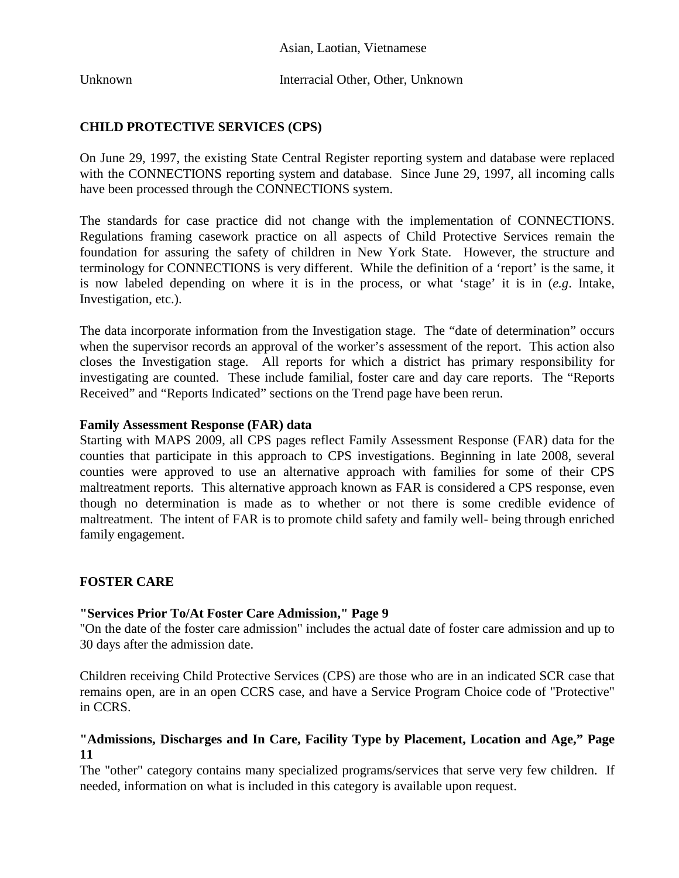| | Asian, Laotian, Vietnamese |
|---|---|
| Unknown | Interracial Other, Other, Unknown |

**CHILD PROTECTIVE SERVICES (CPS)**

On June 29, 1997, the existing State Central Register reporting system and database were replaced with the CONNECTIONS reporting system and database. Since June 29, 1997, all incoming calls have been processed through the CONNECTIONS system.

The standards for case practice did not change with the implementation of CONNECTIONS. Regulations framing casework practice on all aspects of Child Protective Services remain the foundation for assuring the safety of children in New York State. However, the structure and terminology for CONNECTIONS is very different. While the definition of a 'report' is the same, it is now labeled depending on where it is in the process, or what 'stage' it is in (*e.g*. Intake, Investigation, etc.).

The data incorporate information from the Investigation stage. The "date of determination" occurs when the supervisor records an approval of the worker's assessment of the report. This action also closes the Investigation stage. All reports for which a district has primary responsibility for investigating are counted. These include familial, foster care and day care reports. The "Reports Received" and "Reports Indicated" sections on the Trend page have been rerun.

**Family Assessment Response (FAR) data**

Starting with MAPS 2009, all CPS pages reflect Family Assessment Response (FAR) data for the counties that participate in this approach to CPS investigations. Beginning in late 2008, several counties were approved to use an alternative approach with families for some of their CPS maltreatment reports. This alternative approach known as FAR is considered a CPS response, even though no determination is made as to whether or not there is some credible evidence of maltreatment. The intent of FAR is to promote child safety and family well- being through enriched family engagement.

**FOSTER CARE**

**"Services Prior To/At Foster Care Admission," Page 9**

"On the date of the foster care admission" includes the actual date of foster care admission and up to 30 days after the admission date.

Children receiving Child Protective Services (CPS) are those who are in an indicated SCR case that remains open, are in an open CCRS case, and have a Service Program Choice code of "Protective" in CCRS.

**"Admissions, Discharges and In Care, Facility Type by Placement, Location and Age," Page 11**

The "other" category contains many specialized programs/services that serve very few children. If needed, information on what is included in this category is available upon request.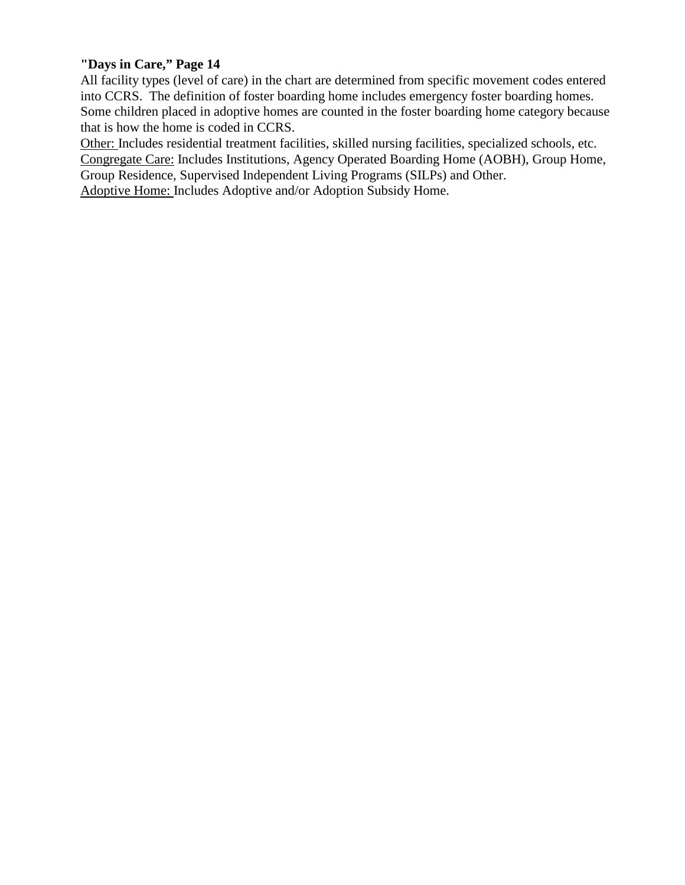**"Days in Care," Page 14**

All facility types (level of care) in the chart are determined from specific movement codes entered into CCRS. The definition of foster boarding home includes emergency foster boarding homes. Some children placed in adoptive homes are counted in the foster boarding home category because that is how the home is coded in CCRS.

<u>Other:</u> Includes residential treatment facilities, skilled nursing facilities, specialized schools, etc.

<u>Congregate Care:</u> Includes Institutions, Agency Operated Boarding Home (AOBH), Group Home, Group Residence, Supervised Independent Living Programs (SILPs) and Other.

<u>Adoptive Home:</u> Includes Adoptive and/or Adoption Subsidy Home.